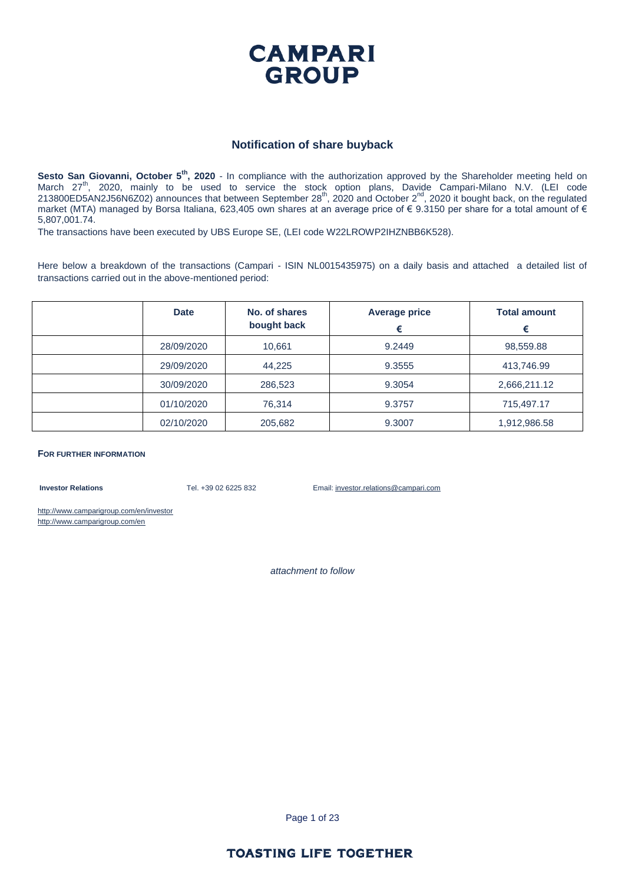# CAMPARI GROUP

## Notification of share buyback

**Sesto San Giovanni, October 5th, 2020** - In compliance with the authorization approved by the Shareholder meeting held on March 27th, 2020, mainly to be used to service the stock option plans, Davide Campari-Milano N.V. (LEI code 213800ED5AN2J56N6Z02) announces that between September 28th, 2020 and October 2nd, 2020 it bought back, on the regulated market (MTA) managed by Borsa Italiana, 623,405 own shares at an average price of € 9.3150 per share for a total amount of € 5,807,001.74.

The transactions have been executed by UBS Europe SE, (LEI code W22LROWP2IHZNBB6K528).

Here below a breakdown of the transactions (Campari - ISIN NL0015435975) on a daily basis and attached a detailed list of transactions carried out in the above-mentioned period:

| | Date | No. of shares bought back | Average price € | Total amount € |
|---|---|---|---|---|
| | 28/09/2020 | 10,661 | 9.2449 | 98,559.88 |
| | 29/09/2020 | 44,225 | 9.3555 | 413,746.99 |
| | 30/09/2020 | 286,523 | 9.3054 | 2,666,211.12 |
| | 01/10/2020 | 76,314 | 9.3757 | 715,497.17 |
| | 02/10/2020 | 205,682 | 9.3007 | 1,912,986.58 |

**FOR FURTHER INFORMATION**

**Investor Relations** Tel. +39 02 6225 832 Email: investor.relations@campari.com

http://www.camparigroup.com/en/investor
http://www.camparigroup.com/en

*attachment to follow*

**TOASTING LIFE TOGETHER**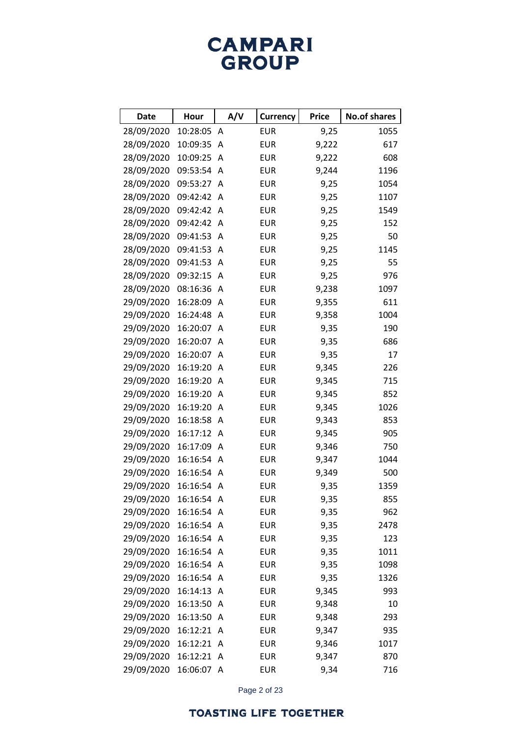| Date | Hour | A/V | Currency | Price | No.of shares |
|---|---|---|---|---|---|
| 28/09/2020 | 10:28:05 | A | EUR | 9,25 | 1055 |
| 28/09/2020 | 10:09:35 | A | EUR | 9,222 | 617 |
| 28/09/2020 | 10:09:25 | A | EUR | 9,222 | 608 |
| 28/09/2020 | 09:53:54 | A | EUR | 9,244 | 1196 |
| 28/09/2020 | 09:53:27 | A | EUR | 9,25 | 1054 |
| 28/09/2020 | 09:42:42 | A | EUR | 9,25 | 1107 |
| 28/09/2020 | 09:42:42 | A | EUR | 9,25 | 1549 |
| 28/09/2020 | 09:42:42 | A | EUR | 9,25 | 152 |
| 28/09/2020 | 09:41:53 | A | EUR | 9,25 | 50 |
| 28/09/2020 | 09:41:53 | A | EUR | 9,25 | 1145 |
| 28/09/2020 | 09:41:53 | A | EUR | 9,25 | 55 |
| 28/09/2020 | 09:32:15 | A | EUR | 9,25 | 976 |
| 28/09/2020 | 08:16:36 | A | EUR | 9,238 | 1097 |
| 29/09/2020 | 16:28:09 | A | EUR | 9,355 | 611 |
| 29/09/2020 | 16:24:48 | A | EUR | 9,358 | 1004 |
| 29/09/2020 | 16:20:07 | A | EUR | 9,35 | 190 |
| 29/09/2020 | 16:20:07 | A | EUR | 9,35 | 686 |
| 29/09/2020 | 16:20:07 | A | EUR | 9,35 | 17 |
| 29/09/2020 | 16:19:20 | A | EUR | 9,345 | 226 |
| 29/09/2020 | 16:19:20 | A | EUR | 9,345 | 715 |
| 29/09/2020 | 16:19:20 | A | EUR | 9,345 | 852 |
| 29/09/2020 | 16:19:20 | A | EUR | 9,345 | 1026 |
| 29/09/2020 | 16:18:58 | A | EUR | 9,343 | 853 |
| 29/09/2020 | 16:17:12 | A | EUR | 9,345 | 905 |
| 29/09/2020 | 16:17:09 | A | EUR | 9,346 | 750 |
| 29/09/2020 | 16:16:54 | A | EUR | 9,347 | 1044 |
| 29/09/2020 | 16:16:54 | A | EUR | 9,349 | 500 |
| 29/09/2020 | 16:16:54 | A | EUR | 9,35 | 1359 |
| 29/09/2020 | 16:16:54 | A | EUR | 9,35 | 855 |
| 29/09/2020 | 16:16:54 | A | EUR | 9,35 | 962 |
| 29/09/2020 | 16:16:54 | A | EUR | 9,35 | 2478 |
| 29/09/2020 | 16:16:54 | A | EUR | 9,35 | 123 |
| 29/09/2020 | 16:16:54 | A | EUR | 9,35 | 1011 |
| 29/09/2020 | 16:16:54 | A | EUR | 9,35 | 1098 |
| 29/09/2020 | 16:16:54 | A | EUR | 9,35 | 1326 |
| 29/09/2020 | 16:14:13 | A | EUR | 9,345 | 993 |
| 29/09/2020 | 16:13:50 | A | EUR | 9,348 | 10 |
| 29/09/2020 | 16:13:50 | A | EUR | 9,348 | 293 |
| 29/09/2020 | 16:12:21 | A | EUR | 9,347 | 935 |
| 29/09/2020 | 16:12:21 | A | EUR | 9,346 | 1017 |
| 29/09/2020 | 16:12:21 | A | EUR | 9,347 | 870 |
| 29/09/2020 | 16:06:07 | A | EUR | 9,34 | 716 |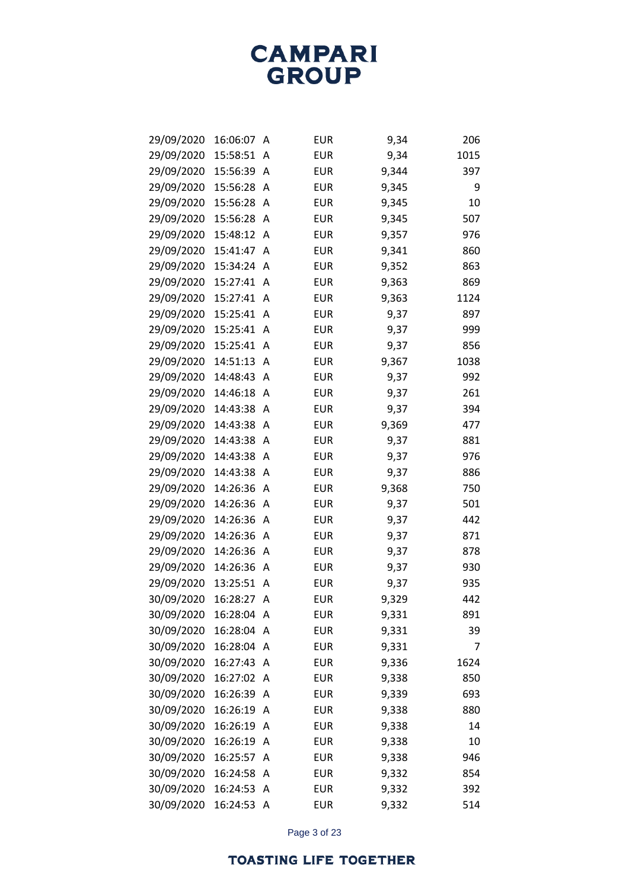| | | | | | |
|---|---|---|---|---|---|
| 29/09/2020 | 16:06:07 | A | EUR | 9,34 | 206 |
| 29/09/2020 | 15:58:51 | A | EUR | 9,34 | 1015 |
| 29/09/2020 | 15:56:39 | A | EUR | 9,344 | 397 |
| 29/09/2020 | 15:56:28 | A | EUR | 9,345 | 9 |
| 29/09/2020 | 15:56:28 | A | EUR | 9,345 | 10 |
| 29/09/2020 | 15:56:28 | A | EUR | 9,345 | 507 |
| 29/09/2020 | 15:48:12 | A | EUR | 9,357 | 976 |
| 29/09/2020 | 15:41:47 | A | EUR | 9,341 | 860 |
| 29/09/2020 | 15:34:24 | A | EUR | 9,352 | 863 |
| 29/09/2020 | 15:27:41 | A | EUR | 9,363 | 869 |
| 29/09/2020 | 15:27:41 | A | EUR | 9,363 | 1124 |
| 29/09/2020 | 15:25:41 | A | EUR | 9,37 | 897 |
| 29/09/2020 | 15:25:41 | A | EUR | 9,37 | 999 |
| 29/09/2020 | 15:25:41 | A | EUR | 9,37 | 856 |
| 29/09/2020 | 14:51:13 | A | EUR | 9,367 | 1038 |
| 29/09/2020 | 14:48:43 | A | EUR | 9,37 | 992 |
| 29/09/2020 | 14:46:18 | A | EUR | 9,37 | 261 |
| 29/09/2020 | 14:43:38 | A | EUR | 9,37 | 394 |
| 29/09/2020 | 14:43:38 | A | EUR | 9,369 | 477 |
| 29/09/2020 | 14:43:38 | A | EUR | 9,37 | 881 |
| 29/09/2020 | 14:43:38 | A | EUR | 9,37 | 976 |
| 29/09/2020 | 14:43:38 | A | EUR | 9,37 | 886 |
| 29/09/2020 | 14:26:36 | A | EUR | 9,368 | 750 |
| 29/09/2020 | 14:26:36 | A | EUR | 9,37 | 501 |
| 29/09/2020 | 14:26:36 | A | EUR | 9,37 | 442 |
| 29/09/2020 | 14:26:36 | A | EUR | 9,37 | 871 |
| 29/09/2020 | 14:26:36 | A | EUR | 9,37 | 878 |
| 29/09/2020 | 14:26:36 | A | EUR | 9,37 | 930 |
| 29/09/2020 | 13:25:51 | A | EUR | 9,37 | 935 |
| 30/09/2020 | 16:28:27 | A | EUR | 9,329 | 442 |
| 30/09/2020 | 16:28:04 | A | EUR | 9,331 | 891 |
| 30/09/2020 | 16:28:04 | A | EUR | 9,331 | 39 |
| 30/09/2020 | 16:28:04 | A | EUR | 9,331 | 7 |
| 30/09/2020 | 16:27:43 | A | EUR | 9,336 | 1624 |
| 30/09/2020 | 16:27:02 | A | EUR | 9,338 | 850 |
| 30/09/2020 | 16:26:39 | A | EUR | 9,339 | 693 |
| 30/09/2020 | 16:26:19 | A | EUR | 9,338 | 880 |
| 30/09/2020 | 16:26:19 | A | EUR | 9,338 | 14 |
| 30/09/2020 | 16:26:19 | A | EUR | 9,338 | 10 |
| 30/09/2020 | 16:25:57 | A | EUR | 9,338 | 946 |
| 30/09/2020 | 16:24:58 | A | EUR | 9,332 | 854 |
| 30/09/2020 | 16:24:53 | A | EUR | 9,332 | 392 |
| 30/09/2020 | 16:24:53 | A | EUR | 9,332 | 514 |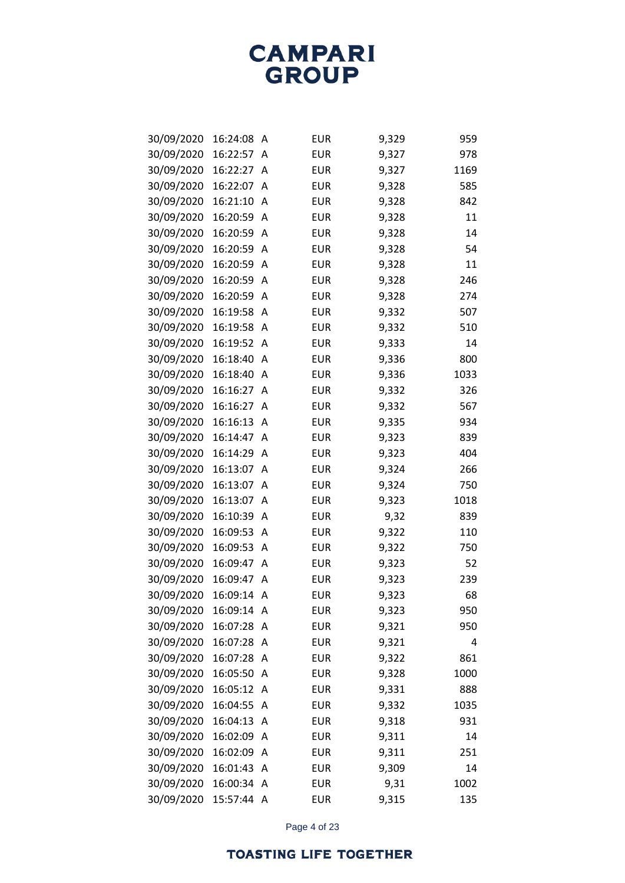| | | | | | |
|---|---|---|---|---|---|
| 30/09/2020 | 16:24:08 | A | EUR | 9,329 | 959 |
| 30/09/2020 | 16:22:57 | A | EUR | 9,327 | 978 |
| 30/09/2020 | 16:22:27 | A | EUR | 9,327 | 1169 |
| 30/09/2020 | 16:22:07 | A | EUR | 9,328 | 585 |
| 30/09/2020 | 16:21:10 | A | EUR | 9,328 | 842 |
| 30/09/2020 | 16:20:59 | A | EUR | 9,328 | 11 |
| 30/09/2020 | 16:20:59 | A | EUR | 9,328 | 14 |
| 30/09/2020 | 16:20:59 | A | EUR | 9,328 | 54 |
| 30/09/2020 | 16:20:59 | A | EUR | 9,328 | 11 |
| 30/09/2020 | 16:20:59 | A | EUR | 9,328 | 246 |
| 30/09/2020 | 16:20:59 | A | EUR | 9,328 | 274 |
| 30/09/2020 | 16:19:58 | A | EUR | 9,332 | 507 |
| 30/09/2020 | 16:19:58 | A | EUR | 9,332 | 510 |
| 30/09/2020 | 16:19:52 | A | EUR | 9,333 | 14 |
| 30/09/2020 | 16:18:40 | A | EUR | 9,336 | 800 |
| 30/09/2020 | 16:18:40 | A | EUR | 9,336 | 1033 |
| 30/09/2020 | 16:16:27 | A | EUR | 9,332 | 326 |
| 30/09/2020 | 16:16:27 | A | EUR | 9,332 | 567 |
| 30/09/2020 | 16:16:13 | A | EUR | 9,335 | 934 |
| 30/09/2020 | 16:14:47 | A | EUR | 9,323 | 839 |
| 30/09/2020 | 16:14:29 | A | EUR | 9,323 | 404 |
| 30/09/2020 | 16:13:07 | A | EUR | 9,324 | 266 |
| 30/09/2020 | 16:13:07 | A | EUR | 9,324 | 750 |
| 30/09/2020 | 16:13:07 | A | EUR | 9,323 | 1018 |
| 30/09/2020 | 16:10:39 | A | EUR | 9,32 | 839 |
| 30/09/2020 | 16:09:53 | A | EUR | 9,322 | 110 |
| 30/09/2020 | 16:09:53 | A | EUR | 9,322 | 750 |
| 30/09/2020 | 16:09:47 | A | EUR | 9,323 | 52 |
| 30/09/2020 | 16:09:47 | A | EUR | 9,323 | 239 |
| 30/09/2020 | 16:09:14 | A | EUR | 9,323 | 68 |
| 30/09/2020 | 16:09:14 | A | EUR | 9,323 | 950 |
| 30/09/2020 | 16:07:28 | A | EUR | 9,321 | 950 |
| 30/09/2020 | 16:07:28 | A | EUR | 9,321 | 4 |
| 30/09/2020 | 16:07:28 | A | EUR | 9,322 | 861 |
| 30/09/2020 | 16:05:50 | A | EUR | 9,328 | 1000 |
| 30/09/2020 | 16:05:12 | A | EUR | 9,331 | 888 |
| 30/09/2020 | 16:04:55 | A | EUR | 9,332 | 1035 |
| 30/09/2020 | 16:04:13 | A | EUR | 9,318 | 931 |
| 30/09/2020 | 16:02:09 | A | EUR | 9,311 | 14 |
| 30/09/2020 | 16:02:09 | A | EUR | 9,311 | 251 |
| 30/09/2020 | 16:01:43 | A | EUR | 9,309 | 14 |
| 30/09/2020 | 16:00:34 | A | EUR | 9,31 | 1002 |
| 30/09/2020 | 15:57:44 | A | EUR | 9,315 | 135 |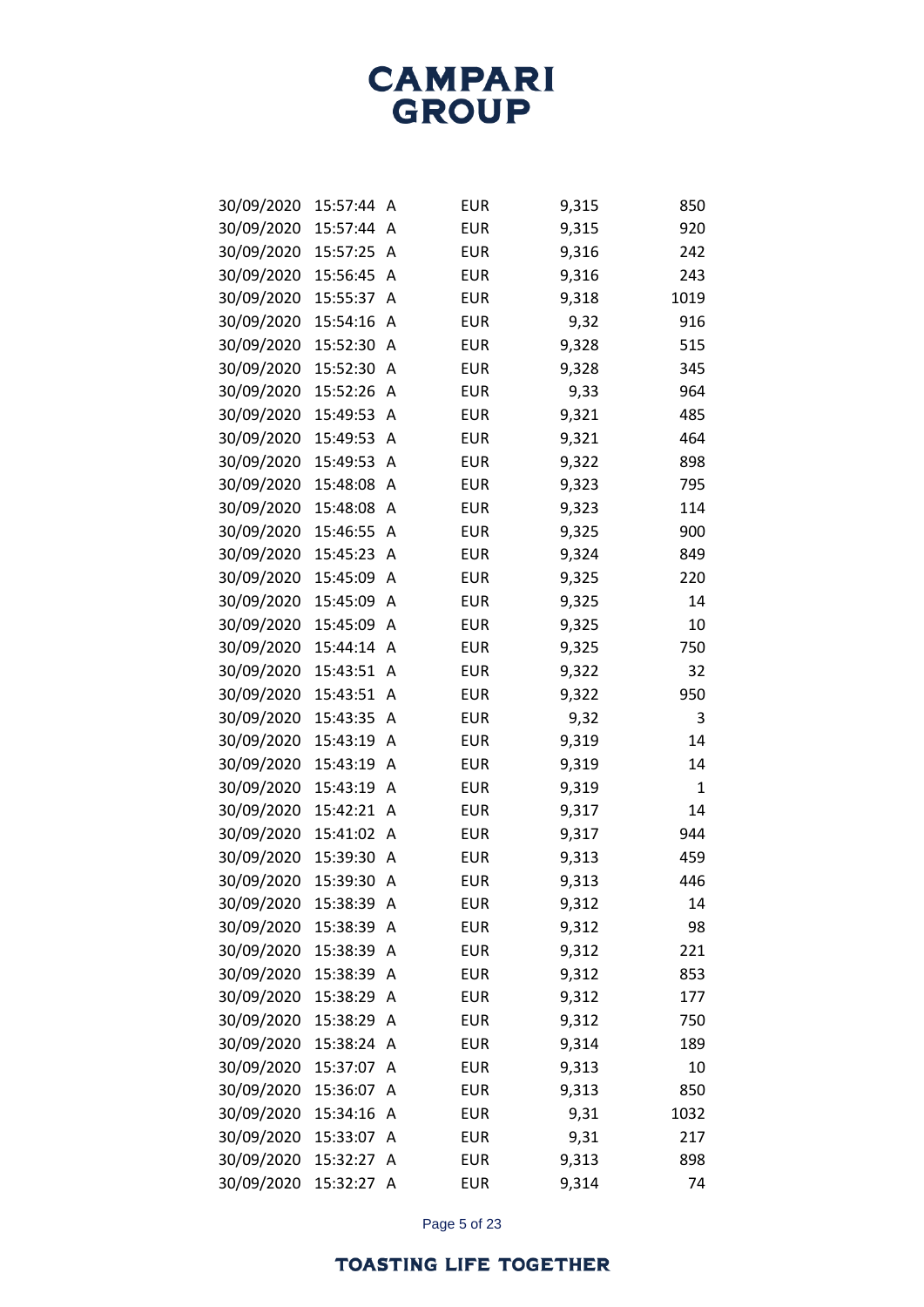| | | | | | |
|---|---|---|---|---|---|
| 30/09/2020 | 15:57:44 | A | EUR | 9,315 | 850 |
| 30/09/2020 | 15:57:44 | A | EUR | 9,315 | 920 |
| 30/09/2020 | 15:57:25 | A | EUR | 9,316 | 242 |
| 30/09/2020 | 15:56:45 | A | EUR | 9,316 | 243 |
| 30/09/2020 | 15:55:37 | A | EUR | 9,318 | 1019 |
| 30/09/2020 | 15:54:16 | A | EUR | 9,32 | 916 |
| 30/09/2020 | 15:52:30 | A | EUR | 9,328 | 515 |
| 30/09/2020 | 15:52:30 | A | EUR | 9,328 | 345 |
| 30/09/2020 | 15:52:26 | A | EUR | 9,33 | 964 |
| 30/09/2020 | 15:49:53 | A | EUR | 9,321 | 485 |
| 30/09/2020 | 15:49:53 | A | EUR | 9,321 | 464 |
| 30/09/2020 | 15:49:53 | A | EUR | 9,322 | 898 |
| 30/09/2020 | 15:48:08 | A | EUR | 9,323 | 795 |
| 30/09/2020 | 15:48:08 | A | EUR | 9,323 | 114 |
| 30/09/2020 | 15:46:55 | A | EUR | 9,325 | 900 |
| 30/09/2020 | 15:45:23 | A | EUR | 9,324 | 849 |
| 30/09/2020 | 15:45:09 | A | EUR | 9,325 | 220 |
| 30/09/2020 | 15:45:09 | A | EUR | 9,325 | 14 |
| 30/09/2020 | 15:45:09 | A | EUR | 9,325 | 10 |
| 30/09/2020 | 15:44:14 | A | EUR | 9,325 | 750 |
| 30/09/2020 | 15:43:51 | A | EUR | 9,322 | 32 |
| 30/09/2020 | 15:43:51 | A | EUR | 9,322 | 950 |
| 30/09/2020 | 15:43:35 | A | EUR | 9,32 | 3 |
| 30/09/2020 | 15:43:19 | A | EUR | 9,319 | 14 |
| 30/09/2020 | 15:43:19 | A | EUR | 9,319 | 14 |
| 30/09/2020 | 15:43:19 | A | EUR | 9,319 | 1 |
| 30/09/2020 | 15:42:21 | A | EUR | 9,317 | 14 |
| 30/09/2020 | 15:41:02 | A | EUR | 9,317 | 944 |
| 30/09/2020 | 15:39:30 | A | EUR | 9,313 | 459 |
| 30/09/2020 | 15:39:30 | A | EUR | 9,313 | 446 |
| 30/09/2020 | 15:38:39 | A | EUR | 9,312 | 14 |
| 30/09/2020 | 15:38:39 | A | EUR | 9,312 | 98 |
| 30/09/2020 | 15:38:39 | A | EUR | 9,312 | 221 |
| 30/09/2020 | 15:38:39 | A | EUR | 9,312 | 853 |
| 30/09/2020 | 15:38:29 | A | EUR | 9,312 | 177 |
| 30/09/2020 | 15:38:29 | A | EUR | 9,312 | 750 |
| 30/09/2020 | 15:38:24 | A | EUR | 9,314 | 189 |
| 30/09/2020 | 15:37:07 | A | EUR | 9,313 | 10 |
| 30/09/2020 | 15:36:07 | A | EUR | 9,313 | 850 |
| 30/09/2020 | 15:34:16 | A | EUR | 9,31 | 1032 |
| 30/09/2020 | 15:33:07 | A | EUR | 9,31 | 217 |
| 30/09/2020 | 15:32:27 | A | EUR | 9,313 | 898 |
| 30/09/2020 | 15:32:27 | A | EUR | 9,314 | 74 |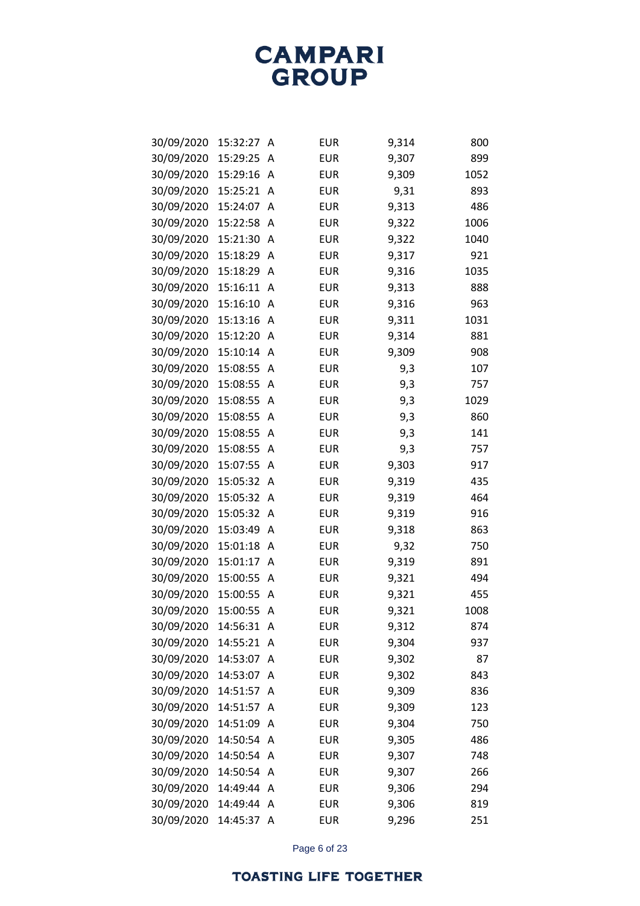| | | | | | |
|---|---|---|---|---|---|
| 30/09/2020 | 15:32:27 | A | EUR | 9,314 | 800 |
| 30/09/2020 | 15:29:25 | A | EUR | 9,307 | 899 |
| 30/09/2020 | 15:29:16 | A | EUR | 9,309 | 1052 |
| 30/09/2020 | 15:25:21 | A | EUR | 9,31 | 893 |
| 30/09/2020 | 15:24:07 | A | EUR | 9,313 | 486 |
| 30/09/2020 | 15:22:58 | A | EUR | 9,322 | 1006 |
| 30/09/2020 | 15:21:30 | A | EUR | 9,322 | 1040 |
| 30/09/2020 | 15:18:29 | A | EUR | 9,317 | 921 |
| 30/09/2020 | 15:18:29 | A | EUR | 9,316 | 1035 |
| 30/09/2020 | 15:16:11 | A | EUR | 9,313 | 888 |
| 30/09/2020 | 15:16:10 | A | EUR | 9,316 | 963 |
| 30/09/2020 | 15:13:16 | A | EUR | 9,311 | 1031 |
| 30/09/2020 | 15:12:20 | A | EUR | 9,314 | 881 |
| 30/09/2020 | 15:10:14 | A | EUR | 9,309 | 908 |
| 30/09/2020 | 15:08:55 | A | EUR | 9,3 | 107 |
| 30/09/2020 | 15:08:55 | A | EUR | 9,3 | 757 |
| 30/09/2020 | 15:08:55 | A | EUR | 9,3 | 1029 |
| 30/09/2020 | 15:08:55 | A | EUR | 9,3 | 860 |
| 30/09/2020 | 15:08:55 | A | EUR | 9,3 | 141 |
| 30/09/2020 | 15:08:55 | A | EUR | 9,3 | 757 |
| 30/09/2020 | 15:07:55 | A | EUR | 9,303 | 917 |
| 30/09/2020 | 15:05:32 | A | EUR | 9,319 | 435 |
| 30/09/2020 | 15:05:32 | A | EUR | 9,319 | 464 |
| 30/09/2020 | 15:05:32 | A | EUR | 9,319 | 916 |
| 30/09/2020 | 15:03:49 | A | EUR | 9,318 | 863 |
| 30/09/2020 | 15:01:18 | A | EUR | 9,32 | 750 |
| 30/09/2020 | 15:01:17 | A | EUR | 9,319 | 891 |
| 30/09/2020 | 15:00:55 | A | EUR | 9,321 | 494 |
| 30/09/2020 | 15:00:55 | A | EUR | 9,321 | 455 |
| 30/09/2020 | 15:00:55 | A | EUR | 9,321 | 1008 |
| 30/09/2020 | 14:56:31 | A | EUR | 9,312 | 874 |
| 30/09/2020 | 14:55:21 | A | EUR | 9,304 | 937 |
| 30/09/2020 | 14:53:07 | A | EUR | 9,302 | 87 |
| 30/09/2020 | 14:53:07 | A | EUR | 9,302 | 843 |
| 30/09/2020 | 14:51:57 | A | EUR | 9,309 | 836 |
| 30/09/2020 | 14:51:57 | A | EUR | 9,309 | 123 |
| 30/09/2020 | 14:51:09 | A | EUR | 9,304 | 750 |
| 30/09/2020 | 14:50:54 | A | EUR | 9,305 | 486 |
| 30/09/2020 | 14:50:54 | A | EUR | 9,307 | 748 |
| 30/09/2020 | 14:50:54 | A | EUR | 9,307 | 266 |
| 30/09/2020 | 14:49:44 | A | EUR | 9,306 | 294 |
| 30/09/2020 | 14:49:44 | A | EUR | 9,306 | 819 |
| 30/09/2020 | 14:45:37 | A | EUR | 9,296 | 251 |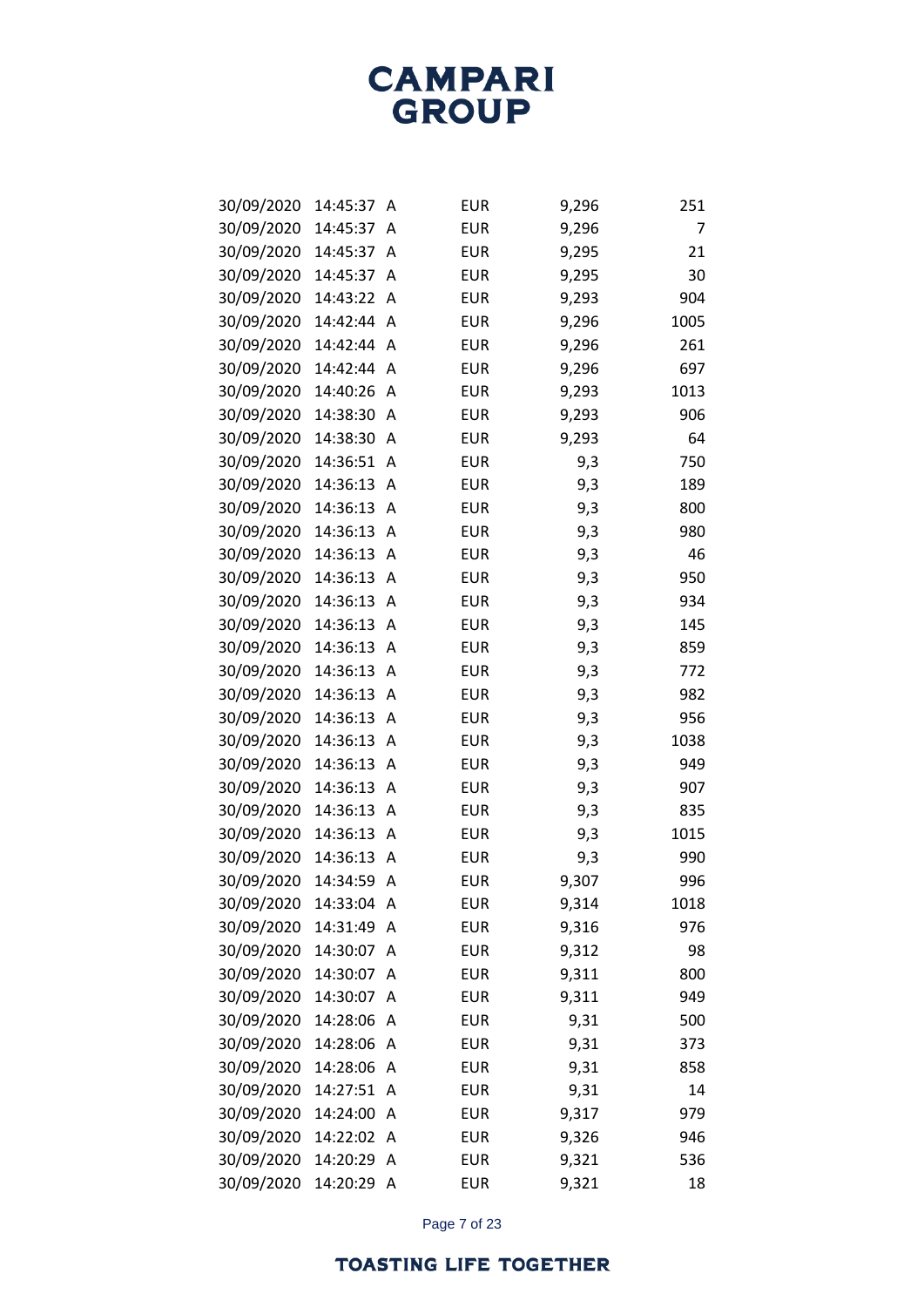| | | | | | |
|---|---|---|---|---|---|
| 30/09/2020 | 14:45:37 | A | EUR | 9,296 | 251 |
| 30/09/2020 | 14:45:37 | A | EUR | 9,296 | 7 |
| 30/09/2020 | 14:45:37 | A | EUR | 9,295 | 21 |
| 30/09/2020 | 14:45:37 | A | EUR | 9,295 | 30 |
| 30/09/2020 | 14:43:22 | A | EUR | 9,293 | 904 |
| 30/09/2020 | 14:42:44 | A | EUR | 9,296 | 1005 |
| 30/09/2020 | 14:42:44 | A | EUR | 9,296 | 261 |
| 30/09/2020 | 14:42:44 | A | EUR | 9,296 | 697 |
| 30/09/2020 | 14:40:26 | A | EUR | 9,293 | 1013 |
| 30/09/2020 | 14:38:30 | A | EUR | 9,293 | 906 |
| 30/09/2020 | 14:38:30 | A | EUR | 9,293 | 64 |
| 30/09/2020 | 14:36:51 | A | EUR | 9,3 | 750 |
| 30/09/2020 | 14:36:13 | A | EUR | 9,3 | 189 |
| 30/09/2020 | 14:36:13 | A | EUR | 9,3 | 800 |
| 30/09/2020 | 14:36:13 | A | EUR | 9,3 | 980 |
| 30/09/2020 | 14:36:13 | A | EUR | 9,3 | 46 |
| 30/09/2020 | 14:36:13 | A | EUR | 9,3 | 950 |
| 30/09/2020 | 14:36:13 | A | EUR | 9,3 | 934 |
| 30/09/2020 | 14:36:13 | A | EUR | 9,3 | 145 |
| 30/09/2020 | 14:36:13 | A | EUR | 9,3 | 859 |
| 30/09/2020 | 14:36:13 | A | EUR | 9,3 | 772 |
| 30/09/2020 | 14:36:13 | A | EUR | 9,3 | 982 |
| 30/09/2020 | 14:36:13 | A | EUR | 9,3 | 956 |
| 30/09/2020 | 14:36:13 | A | EUR | 9,3 | 1038 |
| 30/09/2020 | 14:36:13 | A | EUR | 9,3 | 949 |
| 30/09/2020 | 14:36:13 | A | EUR | 9,3 | 907 |
| 30/09/2020 | 14:36:13 | A | EUR | 9,3 | 835 |
| 30/09/2020 | 14:36:13 | A | EUR | 9,3 | 1015 |
| 30/09/2020 | 14:36:13 | A | EUR | 9,3 | 990 |
| 30/09/2020 | 14:34:59 | A | EUR | 9,307 | 996 |
| 30/09/2020 | 14:33:04 | A | EUR | 9,314 | 1018 |
| 30/09/2020 | 14:31:49 | A | EUR | 9,316 | 976 |
| 30/09/2020 | 14:30:07 | A | EUR | 9,312 | 98 |
| 30/09/2020 | 14:30:07 | A | EUR | 9,311 | 800 |
| 30/09/2020 | 14:30:07 | A | EUR | 9,311 | 949 |
| 30/09/2020 | 14:28:06 | A | EUR | 9,31 | 500 |
| 30/09/2020 | 14:28:06 | A | EUR | 9,31 | 373 |
| 30/09/2020 | 14:28:06 | A | EUR | 9,31 | 858 |
| 30/09/2020 | 14:27:51 | A | EUR | 9,31 | 14 |
| 30/09/2020 | 14:24:00 | A | EUR | 9,317 | 979 |
| 30/09/2020 | 14:22:02 | A | EUR | 9,326 | 946 |
| 30/09/2020 | 14:20:29 | A | EUR | 9,321 | 536 |
| 30/09/2020 | 14:20:29 | A | EUR | 9,321 | 18 |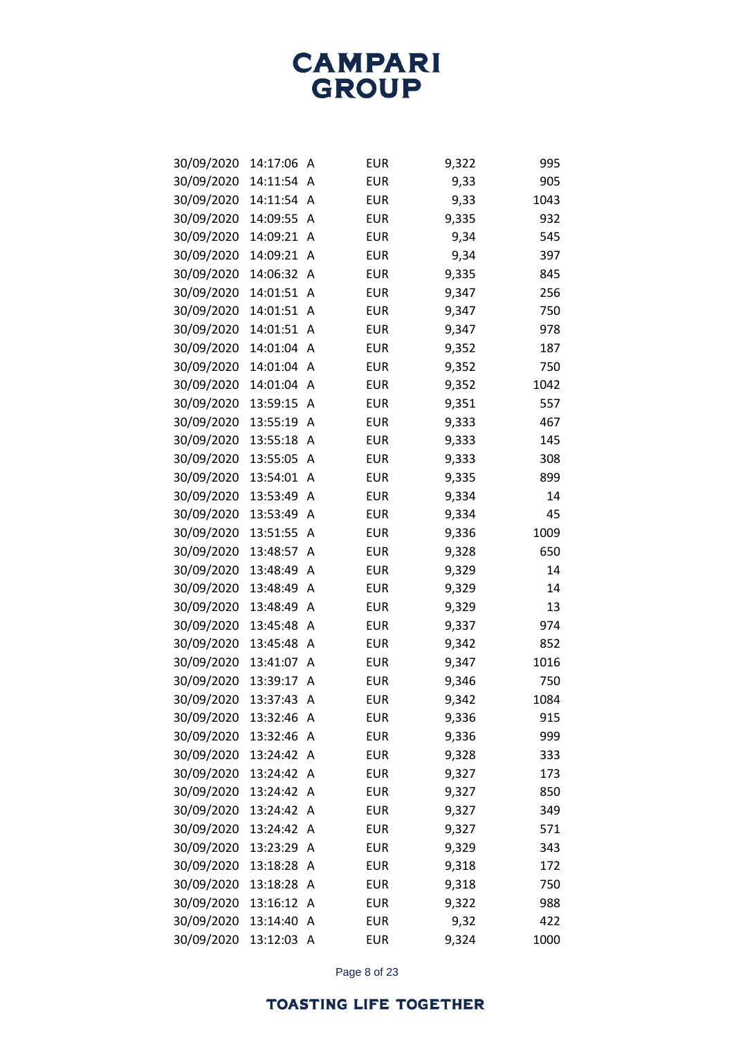| | | | | | |
|---|---|---|---|---|---|
| 30/09/2020 | 14:17:06 | A | EUR | 9,322 | 995 |
| 30/09/2020 | 14:11:54 | A | EUR | 9,33 | 905 |
| 30/09/2020 | 14:11:54 | A | EUR | 9,33 | 1043 |
| 30/09/2020 | 14:09:55 | A | EUR | 9,335 | 932 |
| 30/09/2020 | 14:09:21 | A | EUR | 9,34 | 545 |
| 30/09/2020 | 14:09:21 | A | EUR | 9,34 | 397 |
| 30/09/2020 | 14:06:32 | A | EUR | 9,335 | 845 |
| 30/09/2020 | 14:01:51 | A | EUR | 9,347 | 256 |
| 30/09/2020 | 14:01:51 | A | EUR | 9,347 | 750 |
| 30/09/2020 | 14:01:51 | A | EUR | 9,347 | 978 |
| 30/09/2020 | 14:01:04 | A | EUR | 9,352 | 187 |
| 30/09/2020 | 14:01:04 | A | EUR | 9,352 | 750 |
| 30/09/2020 | 14:01:04 | A | EUR | 9,352 | 1042 |
| 30/09/2020 | 13:59:15 | A | EUR | 9,351 | 557 |
| 30/09/2020 | 13:55:19 | A | EUR | 9,333 | 467 |
| 30/09/2020 | 13:55:18 | A | EUR | 9,333 | 145 |
| 30/09/2020 | 13:55:05 | A | EUR | 9,333 | 308 |
| 30/09/2020 | 13:54:01 | A | EUR | 9,335 | 899 |
| 30/09/2020 | 13:53:49 | A | EUR | 9,334 | 14 |
| 30/09/2020 | 13:53:49 | A | EUR | 9,334 | 45 |
| 30/09/2020 | 13:51:55 | A | EUR | 9,336 | 1009 |
| 30/09/2020 | 13:48:57 | A | EUR | 9,328 | 650 |
| 30/09/2020 | 13:48:49 | A | EUR | 9,329 | 14 |
| 30/09/2020 | 13:48:49 | A | EUR | 9,329 | 14 |
| 30/09/2020 | 13:48:49 | A | EUR | 9,329 | 13 |
| 30/09/2020 | 13:45:48 | A | EUR | 9,337 | 974 |
| 30/09/2020 | 13:45:48 | A | EUR | 9,342 | 852 |
| 30/09/2020 | 13:41:07 | A | EUR | 9,347 | 1016 |
| 30/09/2020 | 13:39:17 | A | EUR | 9,346 | 750 |
| 30/09/2020 | 13:37:43 | A | EUR | 9,342 | 1084 |
| 30/09/2020 | 13:32:46 | A | EUR | 9,336 | 915 |
| 30/09/2020 | 13:32:46 | A | EUR | 9,336 | 999 |
| 30/09/2020 | 13:24:42 | A | EUR | 9,328 | 333 |
| 30/09/2020 | 13:24:42 | A | EUR | 9,327 | 173 |
| 30/09/2020 | 13:24:42 | A | EUR | 9,327 | 850 |
| 30/09/2020 | 13:24:42 | A | EUR | 9,327 | 349 |
| 30/09/2020 | 13:24:42 | A | EUR | 9,327 | 571 |
| 30/09/2020 | 13:23:29 | A | EUR | 9,329 | 343 |
| 30/09/2020 | 13:18:28 | A | EUR | 9,318 | 172 |
| 30/09/2020 | 13:18:28 | A | EUR | 9,318 | 750 |
| 30/09/2020 | 13:16:12 | A | EUR | 9,322 | 988 |
| 30/09/2020 | 13:14:40 | A | EUR | 9,32 | 422 |
| 30/09/2020 | 13:12:03 | A | EUR | 9,324 | 1000 |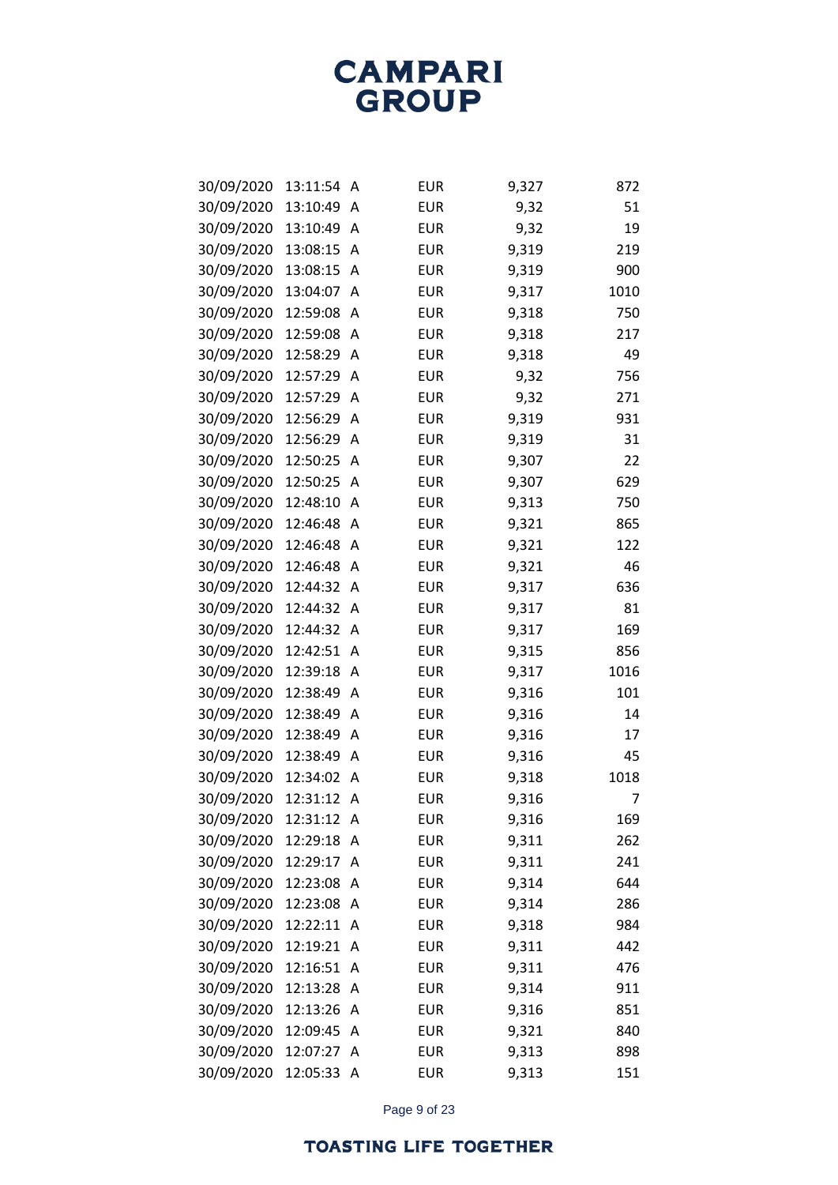| | | | | | |
|---|---|---|---|---|---|
| 30/09/2020 | 13:11:54 | A | EUR | 9,327 | 872 |
| 30/09/2020 | 13:10:49 | A | EUR | 9,32 | 51 |
| 30/09/2020 | 13:10:49 | A | EUR | 9,32 | 19 |
| 30/09/2020 | 13:08:15 | A | EUR | 9,319 | 219 |
| 30/09/2020 | 13:08:15 | A | EUR | 9,319 | 900 |
| 30/09/2020 | 13:04:07 | A | EUR | 9,317 | 1010 |
| 30/09/2020 | 12:59:08 | A | EUR | 9,318 | 750 |
| 30/09/2020 | 12:59:08 | A | EUR | 9,318 | 217 |
| 30/09/2020 | 12:58:29 | A | EUR | 9,318 | 49 |
| 30/09/2020 | 12:57:29 | A | EUR | 9,32 | 756 |
| 30/09/2020 | 12:57:29 | A | EUR | 9,32 | 271 |
| 30/09/2020 | 12:56:29 | A | EUR | 9,319 | 931 |
| 30/09/2020 | 12:56:29 | A | EUR | 9,319 | 31 |
| 30/09/2020 | 12:50:25 | A | EUR | 9,307 | 22 |
| 30/09/2020 | 12:50:25 | A | EUR | 9,307 | 629 |
| 30/09/2020 | 12:48:10 | A | EUR | 9,313 | 750 |
| 30/09/2020 | 12:46:48 | A | EUR | 9,321 | 865 |
| 30/09/2020 | 12:46:48 | A | EUR | 9,321 | 122 |
| 30/09/2020 | 12:46:48 | A | EUR | 9,321 | 46 |
| 30/09/2020 | 12:44:32 | A | EUR | 9,317 | 636 |
| 30/09/2020 | 12:44:32 | A | EUR | 9,317 | 81 |
| 30/09/2020 | 12:44:32 | A | EUR | 9,317 | 169 |
| 30/09/2020 | 12:42:51 | A | EUR | 9,315 | 856 |
| 30/09/2020 | 12:39:18 | A | EUR | 9,317 | 1016 |
| 30/09/2020 | 12:38:49 | A | EUR | 9,316 | 101 |
| 30/09/2020 | 12:38:49 | A | EUR | 9,316 | 14 |
| 30/09/2020 | 12:38:49 | A | EUR | 9,316 | 17 |
| 30/09/2020 | 12:38:49 | A | EUR | 9,316 | 45 |
| 30/09/2020 | 12:34:02 | A | EUR | 9,318 | 1018 |
| 30/09/2020 | 12:31:12 | A | EUR | 9,316 | 7 |
| 30/09/2020 | 12:31:12 | A | EUR | 9,316 | 169 |
| 30/09/2020 | 12:29:18 | A | EUR | 9,311 | 262 |
| 30/09/2020 | 12:29:17 | A | EUR | 9,311 | 241 |
| 30/09/2020 | 12:23:08 | A | EUR | 9,314 | 644 |
| 30/09/2020 | 12:23:08 | A | EUR | 9,314 | 286 |
| 30/09/2020 | 12:22:11 | A | EUR | 9,318 | 984 |
| 30/09/2020 | 12:19:21 | A | EUR | 9,311 | 442 |
| 30/09/2020 | 12:16:51 | A | EUR | 9,311 | 476 |
| 30/09/2020 | 12:13:28 | A | EUR | 9,314 | 911 |
| 30/09/2020 | 12:13:26 | A | EUR | 9,316 | 851 |
| 30/09/2020 | 12:09:45 | A | EUR | 9,321 | 840 |
| 30/09/2020 | 12:07:27 | A | EUR | 9,313 | 898 |
| 30/09/2020 | 12:05:33 | A | EUR | 9,313 | 151 |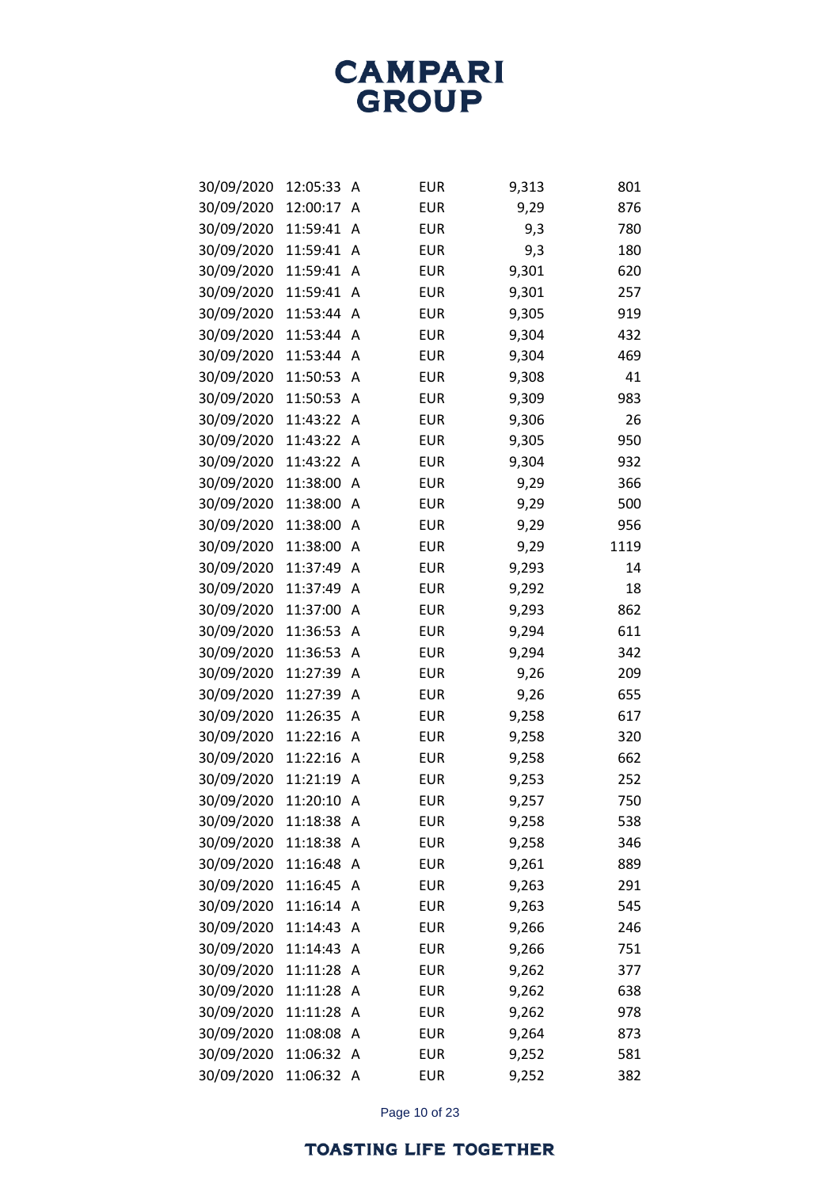| | | | | | |
|---|---|---|---|---|---|
| 30/09/2020 | 12:05:33 | A | EUR | 9,313 | 801 |
| 30/09/2020 | 12:00:17 | A | EUR | 9,29 | 876 |
| 30/09/2020 | 11:59:41 | A | EUR | 9,3 | 780 |
| 30/09/2020 | 11:59:41 | A | EUR | 9,3 | 180 |
| 30/09/2020 | 11:59:41 | A | EUR | 9,301 | 620 |
| 30/09/2020 | 11:59:41 | A | EUR | 9,301 | 257 |
| 30/09/2020 | 11:53:44 | A | EUR | 9,305 | 919 |
| 30/09/2020 | 11:53:44 | A | EUR | 9,304 | 432 |
| 30/09/2020 | 11:53:44 | A | EUR | 9,304 | 469 |
| 30/09/2020 | 11:50:53 | A | EUR | 9,308 | 41 |
| 30/09/2020 | 11:50:53 | A | EUR | 9,309 | 983 |
| 30/09/2020 | 11:43:22 | A | EUR | 9,306 | 26 |
| 30/09/2020 | 11:43:22 | A | EUR | 9,305 | 950 |
| 30/09/2020 | 11:43:22 | A | EUR | 9,304 | 932 |
| 30/09/2020 | 11:38:00 | A | EUR | 9,29 | 366 |
| 30/09/2020 | 11:38:00 | A | EUR | 9,29 | 500 |
| 30/09/2020 | 11:38:00 | A | EUR | 9,29 | 956 |
| 30/09/2020 | 11:38:00 | A | EUR | 9,29 | 1119 |
| 30/09/2020 | 11:37:49 | A | EUR | 9,293 | 14 |
| 30/09/2020 | 11:37:49 | A | EUR | 9,292 | 18 |
| 30/09/2020 | 11:37:00 | A | EUR | 9,293 | 862 |
| 30/09/2020 | 11:36:53 | A | EUR | 9,294 | 611 |
| 30/09/2020 | 11:36:53 | A | EUR | 9,294 | 342 |
| 30/09/2020 | 11:27:39 | A | EUR | 9,26 | 209 |
| 30/09/2020 | 11:27:39 | A | EUR | 9,26 | 655 |
| 30/09/2020 | 11:26:35 | A | EUR | 9,258 | 617 |
| 30/09/2020 | 11:22:16 | A | EUR | 9,258 | 320 |
| 30/09/2020 | 11:22:16 | A | EUR | 9,258 | 662 |
| 30/09/2020 | 11:21:19 | A | EUR | 9,253 | 252 |
| 30/09/2020 | 11:20:10 | A | EUR | 9,257 | 750 |
| 30/09/2020 | 11:18:38 | A | EUR | 9,258 | 538 |
| 30/09/2020 | 11:18:38 | A | EUR | 9,258 | 346 |
| 30/09/2020 | 11:16:48 | A | EUR | 9,261 | 889 |
| 30/09/2020 | 11:16:45 | A | EUR | 9,263 | 291 |
| 30/09/2020 | 11:16:14 | A | EUR | 9,263 | 545 |
| 30/09/2020 | 11:14:43 | A | EUR | 9,266 | 246 |
| 30/09/2020 | 11:14:43 | A | EUR | 9,266 | 751 |
| 30/09/2020 | 11:11:28 | A | EUR | 9,262 | 377 |
| 30/09/2020 | 11:11:28 | A | EUR | 9,262 | 638 |
| 30/09/2020 | 11:11:28 | A | EUR | 9,262 | 978 |
| 30/09/2020 | 11:08:08 | A | EUR | 9,264 | 873 |
| 30/09/2020 | 11:06:32 | A | EUR | 9,252 | 581 |
| 30/09/2020 | 11:06:32 | A | EUR | 9,252 | 382 |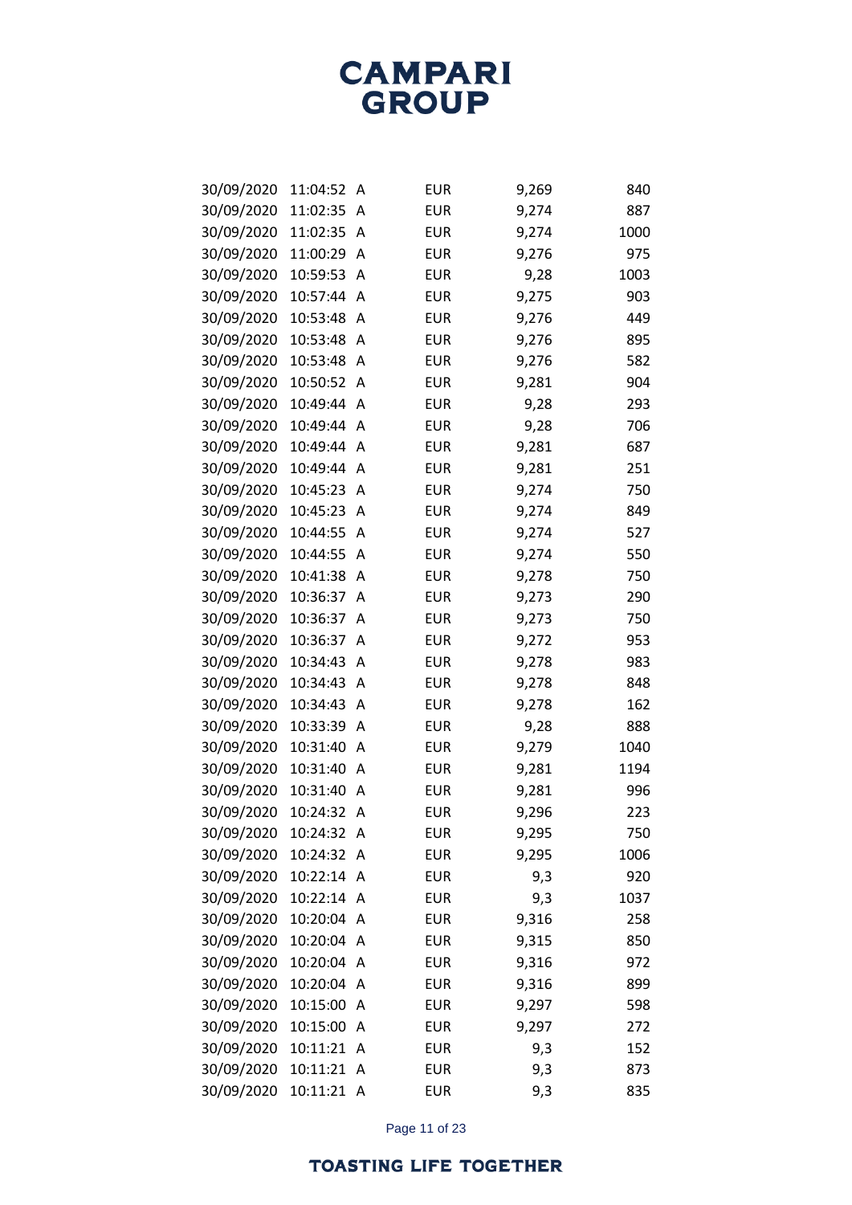| | | | | | |
|---|---|---|---|---|---|
| 30/09/2020 | 11:04:52 | A | EUR | 9,269 | 840 |
| 30/09/2020 | 11:02:35 | A | EUR | 9,274 | 887 |
| 30/09/2020 | 11:02:35 | A | EUR | 9,274 | 1000 |
| 30/09/2020 | 11:00:29 | A | EUR | 9,276 | 975 |
| 30/09/2020 | 10:59:53 | A | EUR | 9,28 | 1003 |
| 30/09/2020 | 10:57:44 | A | EUR | 9,275 | 903 |
| 30/09/2020 | 10:53:48 | A | EUR | 9,276 | 449 |
| 30/09/2020 | 10:53:48 | A | EUR | 9,276 | 895 |
| 30/09/2020 | 10:53:48 | A | EUR | 9,276 | 582 |
| 30/09/2020 | 10:50:52 | A | EUR | 9,281 | 904 |
| 30/09/2020 | 10:49:44 | A | EUR | 9,28 | 293 |
| 30/09/2020 | 10:49:44 | A | EUR | 9,28 | 706 |
| 30/09/2020 | 10:49:44 | A | EUR | 9,281 | 687 |
| 30/09/2020 | 10:49:44 | A | EUR | 9,281 | 251 |
| 30/09/2020 | 10:45:23 | A | EUR | 9,274 | 750 |
| 30/09/2020 | 10:45:23 | A | EUR | 9,274 | 849 |
| 30/09/2020 | 10:44:55 | A | EUR | 9,274 | 527 |
| 30/09/2020 | 10:44:55 | A | EUR | 9,274 | 550 |
| 30/09/2020 | 10:41:38 | A | EUR | 9,278 | 750 |
| 30/09/2020 | 10:36:37 | A | EUR | 9,273 | 290 |
| 30/09/2020 | 10:36:37 | A | EUR | 9,273 | 750 |
| 30/09/2020 | 10:36:37 | A | EUR | 9,272 | 953 |
| 30/09/2020 | 10:34:43 | A | EUR | 9,278 | 983 |
| 30/09/2020 | 10:34:43 | A | EUR | 9,278 | 848 |
| 30/09/2020 | 10:34:43 | A | EUR | 9,278 | 162 |
| 30/09/2020 | 10:33:39 | A | EUR | 9,28 | 888 |
| 30/09/2020 | 10:31:40 | A | EUR | 9,279 | 1040 |
| 30/09/2020 | 10:31:40 | A | EUR | 9,281 | 1194 |
| 30/09/2020 | 10:31:40 | A | EUR | 9,281 | 996 |
| 30/09/2020 | 10:24:32 | A | EUR | 9,296 | 223 |
| 30/09/2020 | 10:24:32 | A | EUR | 9,295 | 750 |
| 30/09/2020 | 10:24:32 | A | EUR | 9,295 | 1006 |
| 30/09/2020 | 10:22:14 | A | EUR | 9,3 | 920 |
| 30/09/2020 | 10:22:14 | A | EUR | 9,3 | 1037 |
| 30/09/2020 | 10:20:04 | A | EUR | 9,316 | 258 |
| 30/09/2020 | 10:20:04 | A | EUR | 9,315 | 850 |
| 30/09/2020 | 10:20:04 | A | EUR | 9,316 | 972 |
| 30/09/2020 | 10:20:04 | A | EUR | 9,316 | 899 |
| 30/09/2020 | 10:15:00 | A | EUR | 9,297 | 598 |
| 30/09/2020 | 10:15:00 | A | EUR | 9,297 | 272 |
| 30/09/2020 | 10:11:21 | A | EUR | 9,3 | 152 |
| 30/09/2020 | 10:11:21 | A | EUR | 9,3 | 873 |
| 30/09/2020 | 10:11:21 | A | EUR | 9,3 | 835 |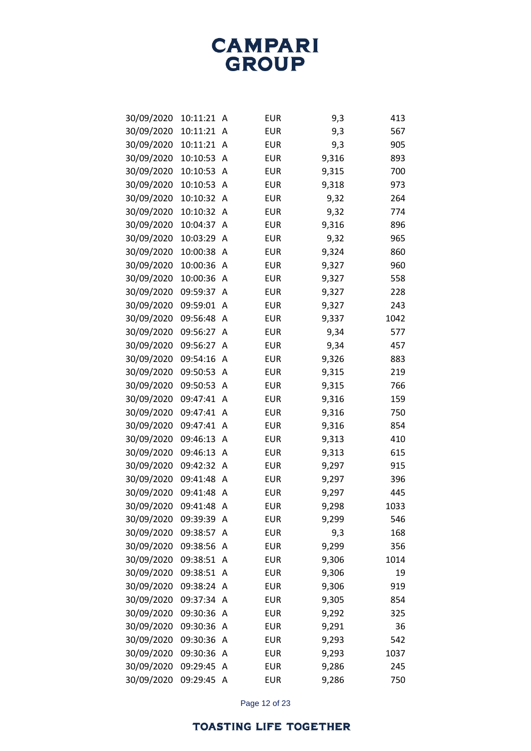| | | | | | |
|---|---|---|---|---|---|
| 30/09/2020 | 10:11:21 | A | EUR | 9,3 | 413 |
| 30/09/2020 | 10:11:21 | A | EUR | 9,3 | 567 |
| 30/09/2020 | 10:11:21 | A | EUR | 9,3 | 905 |
| 30/09/2020 | 10:10:53 | A | EUR | 9,316 | 893 |
| 30/09/2020 | 10:10:53 | A | EUR | 9,315 | 700 |
| 30/09/2020 | 10:10:53 | A | EUR | 9,318 | 973 |
| 30/09/2020 | 10:10:32 | A | EUR | 9,32 | 264 |
| 30/09/2020 | 10:10:32 | A | EUR | 9,32 | 774 |
| 30/09/2020 | 10:04:37 | A | EUR | 9,316 | 896 |
| 30/09/2020 | 10:03:29 | A | EUR | 9,32 | 965 |
| 30/09/2020 | 10:00:38 | A | EUR | 9,324 | 860 |
| 30/09/2020 | 10:00:36 | A | EUR | 9,327 | 960 |
| 30/09/2020 | 10:00:36 | A | EUR | 9,327 | 558 |
| 30/09/2020 | 09:59:37 | A | EUR | 9,327 | 228 |
| 30/09/2020 | 09:59:01 | A | EUR | 9,327 | 243 |
| 30/09/2020 | 09:56:48 | A | EUR | 9,337 | 1042 |
| 30/09/2020 | 09:56:27 | A | EUR | 9,34 | 577 |
| 30/09/2020 | 09:56:27 | A | EUR | 9,34 | 457 |
| 30/09/2020 | 09:54:16 | A | EUR | 9,326 | 883 |
| 30/09/2020 | 09:50:53 | A | EUR | 9,315 | 219 |
| 30/09/2020 | 09:50:53 | A | EUR | 9,315 | 766 |
| 30/09/2020 | 09:47:41 | A | EUR | 9,316 | 159 |
| 30/09/2020 | 09:47:41 | A | EUR | 9,316 | 750 |
| 30/09/2020 | 09:47:41 | A | EUR | 9,316 | 854 |
| 30/09/2020 | 09:46:13 | A | EUR | 9,313 | 410 |
| 30/09/2020 | 09:46:13 | A | EUR | 9,313 | 615 |
| 30/09/2020 | 09:42:32 | A | EUR | 9,297 | 915 |
| 30/09/2020 | 09:41:48 | A | EUR | 9,297 | 396 |
| 30/09/2020 | 09:41:48 | A | EUR | 9,297 | 445 |
| 30/09/2020 | 09:41:48 | A | EUR | 9,298 | 1033 |
| 30/09/2020 | 09:39:39 | A | EUR | 9,299 | 546 |
| 30/09/2020 | 09:38:57 | A | EUR | 9,3 | 168 |
| 30/09/2020 | 09:38:56 | A | EUR | 9,299 | 356 |
| 30/09/2020 | 09:38:51 | A | EUR | 9,306 | 1014 |
| 30/09/2020 | 09:38:51 | A | EUR | 9,306 | 19 |
| 30/09/2020 | 09:38:24 | A | EUR | 9,306 | 919 |
| 30/09/2020 | 09:37:34 | A | EUR | 9,305 | 854 |
| 30/09/2020 | 09:30:36 | A | EUR | 9,292 | 325 |
| 30/09/2020 | 09:30:36 | A | EUR | 9,291 | 36 |
| 30/09/2020 | 09:30:36 | A | EUR | 9,293 | 542 |
| 30/09/2020 | 09:30:36 | A | EUR | 9,293 | 1037 |
| 30/09/2020 | 09:29:45 | A | EUR | 9,286 | 245 |
| 30/09/2020 | 09:29:45 | A | EUR | 9,286 | 750 |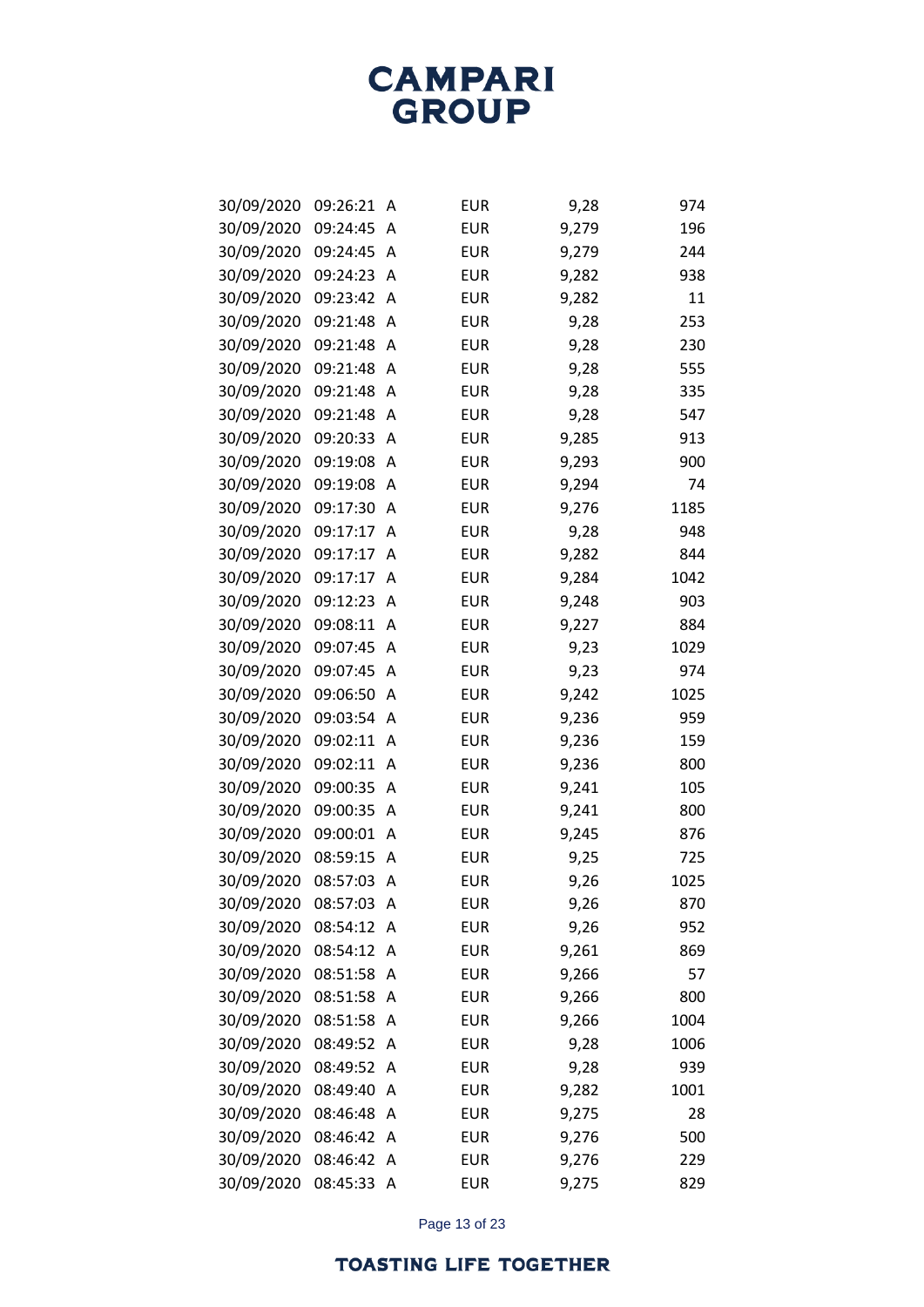| | | | | | |
|---|---|---|---|---|---|
| 30/09/2020 | 09:26:21 | A | EUR | 9,28 | 974 |
| 30/09/2020 | 09:24:45 | A | EUR | 9,279 | 196 |
| 30/09/2020 | 09:24:45 | A | EUR | 9,279 | 244 |
| 30/09/2020 | 09:24:23 | A | EUR | 9,282 | 938 |
| 30/09/2020 | 09:23:42 | A | EUR | 9,282 | 11 |
| 30/09/2020 | 09:21:48 | A | EUR | 9,28 | 253 |
| 30/09/2020 | 09:21:48 | A | EUR | 9,28 | 230 |
| 30/09/2020 | 09:21:48 | A | EUR | 9,28 | 555 |
| 30/09/2020 | 09:21:48 | A | EUR | 9,28 | 335 |
| 30/09/2020 | 09:21:48 | A | EUR | 9,28 | 547 |
| 30/09/2020 | 09:20:33 | A | EUR | 9,285 | 913 |
| 30/09/2020 | 09:19:08 | A | EUR | 9,293 | 900 |
| 30/09/2020 | 09:19:08 | A | EUR | 9,294 | 74 |
| 30/09/2020 | 09:17:30 | A | EUR | 9,276 | 1185 |
| 30/09/2020 | 09:17:17 | A | EUR | 9,28 | 948 |
| 30/09/2020 | 09:17:17 | A | EUR | 9,282 | 844 |
| 30/09/2020 | 09:17:17 | A | EUR | 9,284 | 1042 |
| 30/09/2020 | 09:12:23 | A | EUR | 9,248 | 903 |
| 30/09/2020 | 09:08:11 | A | EUR | 9,227 | 884 |
| 30/09/2020 | 09:07:45 | A | EUR | 9,23 | 1029 |
| 30/09/2020 | 09:07:45 | A | EUR | 9,23 | 974 |
| 30/09/2020 | 09:06:50 | A | EUR | 9,242 | 1025 |
| 30/09/2020 | 09:03:54 | A | EUR | 9,236 | 959 |
| 30/09/2020 | 09:02:11 | A | EUR | 9,236 | 159 |
| 30/09/2020 | 09:02:11 | A | EUR | 9,236 | 800 |
| 30/09/2020 | 09:00:35 | A | EUR | 9,241 | 105 |
| 30/09/2020 | 09:00:35 | A | EUR | 9,241 | 800 |
| 30/09/2020 | 09:00:01 | A | EUR | 9,245 | 876 |
| 30/09/2020 | 08:59:15 | A | EUR | 9,25 | 725 |
| 30/09/2020 | 08:57:03 | A | EUR | 9,26 | 1025 |
| 30/09/2020 | 08:57:03 | A | EUR | 9,26 | 870 |
| 30/09/2020 | 08:54:12 | A | EUR | 9,26 | 952 |
| 30/09/2020 | 08:54:12 | A | EUR | 9,261 | 869 |
| 30/09/2020 | 08:51:58 | A | EUR | 9,266 | 57 |
| 30/09/2020 | 08:51:58 | A | EUR | 9,266 | 800 |
| 30/09/2020 | 08:51:58 | A | EUR | 9,266 | 1004 |
| 30/09/2020 | 08:49:52 | A | EUR | 9,28 | 1006 |
| 30/09/2020 | 08:49:52 | A | EUR | 9,28 | 939 |
| 30/09/2020 | 08:49:40 | A | EUR | 9,282 | 1001 |
| 30/09/2020 | 08:46:48 | A | EUR | 9,275 | 28 |
| 30/09/2020 | 08:46:42 | A | EUR | 9,276 | 500 |
| 30/09/2020 | 08:46:42 | A | EUR | 9,276 | 229 |
| 30/09/2020 | 08:45:33 | A | EUR | 9,275 | 829 |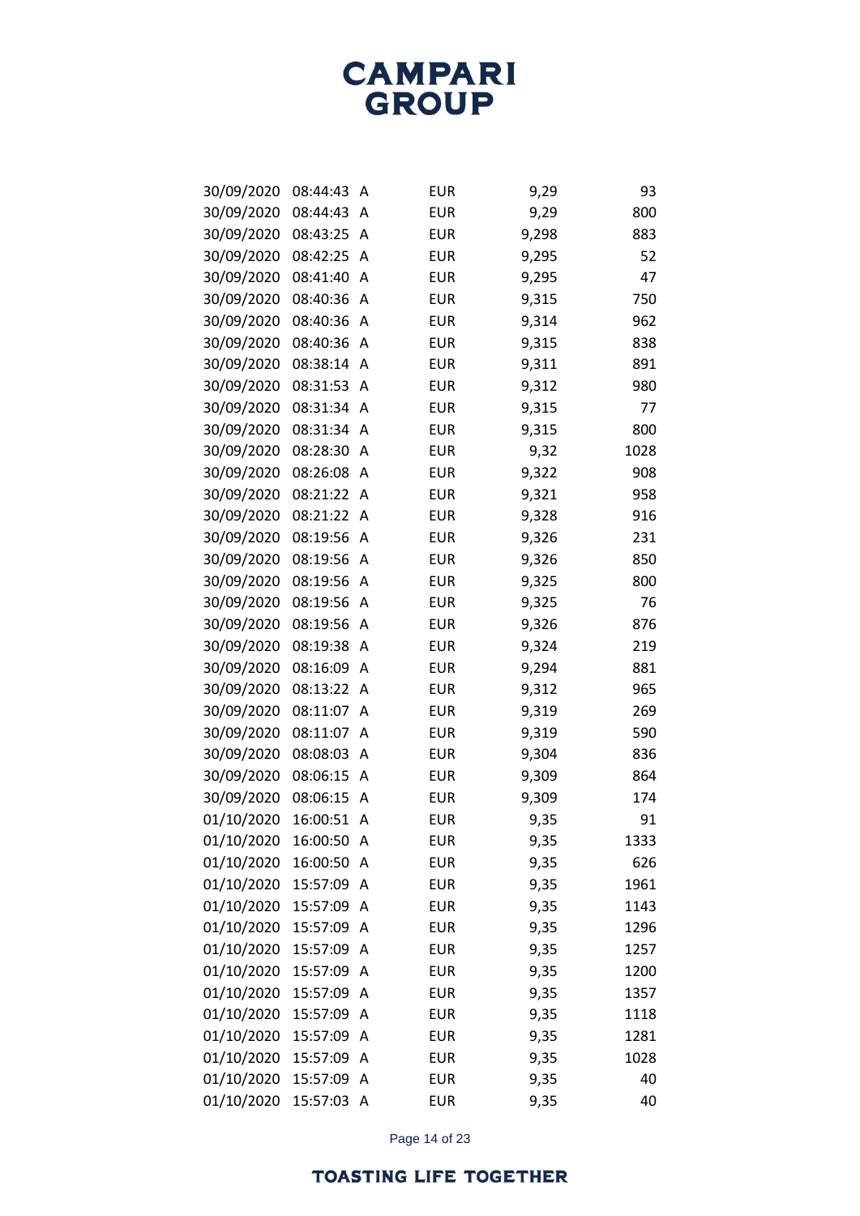| | | | | | |
|---|---|---|---|---|---|
| 30/09/2020 | 08:44:43 | A | EUR | 9,29 | 93 |
| 30/09/2020 | 08:44:43 | A | EUR | 9,29 | 800 |
| 30/09/2020 | 08:43:25 | A | EUR | 9,298 | 883 |
| 30/09/2020 | 08:42:25 | A | EUR | 9,295 | 52 |
| 30/09/2020 | 08:41:40 | A | EUR | 9,295 | 47 |
| 30/09/2020 | 08:40:36 | A | EUR | 9,315 | 750 |
| 30/09/2020 | 08:40:36 | A | EUR | 9,314 | 962 |
| 30/09/2020 | 08:40:36 | A | EUR | 9,315 | 838 |
| 30/09/2020 | 08:38:14 | A | EUR | 9,311 | 891 |
| 30/09/2020 | 08:31:53 | A | EUR | 9,312 | 980 |
| 30/09/2020 | 08:31:34 | A | EUR | 9,315 | 77 |
| 30/09/2020 | 08:31:34 | A | EUR | 9,315 | 800 |
| 30/09/2020 | 08:28:30 | A | EUR | 9,32 | 1028 |
| 30/09/2020 | 08:26:08 | A | EUR | 9,322 | 908 |
| 30/09/2020 | 08:21:22 | A | EUR | 9,321 | 958 |
| 30/09/2020 | 08:21:22 | A | EUR | 9,328 | 916 |
| 30/09/2020 | 08:19:56 | A | EUR | 9,326 | 231 |
| 30/09/2020 | 08:19:56 | A | EUR | 9,326 | 850 |
| 30/09/2020 | 08:19:56 | A | EUR | 9,325 | 800 |
| 30/09/2020 | 08:19:56 | A | EUR | 9,325 | 76 |
| 30/09/2020 | 08:19:56 | A | EUR | 9,326 | 876 |
| 30/09/2020 | 08:19:38 | A | EUR | 9,324 | 219 |
| 30/09/2020 | 08:16:09 | A | EUR | 9,294 | 881 |
| 30/09/2020 | 08:13:22 | A | EUR | 9,312 | 965 |
| 30/09/2020 | 08:11:07 | A | EUR | 9,319 | 269 |
| 30/09/2020 | 08:11:07 | A | EUR | 9,319 | 590 |
| 30/09/2020 | 08:08:03 | A | EUR | 9,304 | 836 |
| 30/09/2020 | 08:06:15 | A | EUR | 9,309 | 864 |
| 30/09/2020 | 08:06:15 | A | EUR | 9,309 | 174 |
| 01/10/2020 | 16:00:51 | A | EUR | 9,35 | 91 |
| 01/10/2020 | 16:00:50 | A | EUR | 9,35 | 1333 |
| 01/10/2020 | 16:00:50 | A | EUR | 9,35 | 626 |
| 01/10/2020 | 15:57:09 | A | EUR | 9,35 | 1961 |
| 01/10/2020 | 15:57:09 | A | EUR | 9,35 | 1143 |
| 01/10/2020 | 15:57:09 | A | EUR | 9,35 | 1296 |
| 01/10/2020 | 15:57:09 | A | EUR | 9,35 | 1257 |
| 01/10/2020 | 15:57:09 | A | EUR | 9,35 | 1200 |
| 01/10/2020 | 15:57:09 | A | EUR | 9,35 | 1357 |
| 01/10/2020 | 15:57:09 | A | EUR | 9,35 | 1118 |
| 01/10/2020 | 15:57:09 | A | EUR | 9,35 | 1281 |
| 01/10/2020 | 15:57:09 | A | EUR | 9,35 | 1028 |
| 01/10/2020 | 15:57:09 | A | EUR | 9,35 | 40 |
| 01/10/2020 | 15:57:03 | A | EUR | 9,35 | 40 |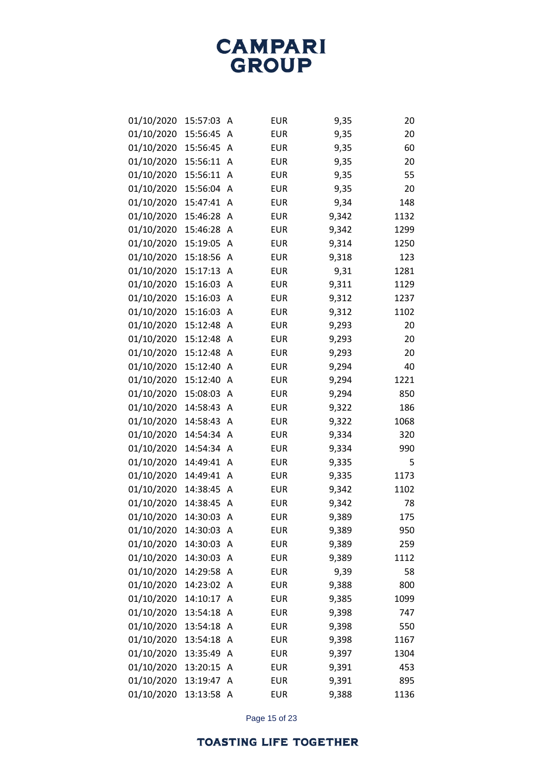| | | | | | |
|---|---|---|---|---|---|
| 01/10/2020 | 15:57:03 | A | EUR | 9,35 | 20 |
| 01/10/2020 | 15:56:45 | A | EUR | 9,35 | 20 |
| 01/10/2020 | 15:56:45 | A | EUR | 9,35 | 60 |
| 01/10/2020 | 15:56:11 | A | EUR | 9,35 | 20 |
| 01/10/2020 | 15:56:11 | A | EUR | 9,35 | 55 |
| 01/10/2020 | 15:56:04 | A | EUR | 9,35 | 20 |
| 01/10/2020 | 15:47:41 | A | EUR | 9,34 | 148 |
| 01/10/2020 | 15:46:28 | A | EUR | 9,342 | 1132 |
| 01/10/2020 | 15:46:28 | A | EUR | 9,342 | 1299 |
| 01/10/2020 | 15:19:05 | A | EUR | 9,314 | 1250 |
| 01/10/2020 | 15:18:56 | A | EUR | 9,318 | 123 |
| 01/10/2020 | 15:17:13 | A | EUR | 9,31 | 1281 |
| 01/10/2020 | 15:16:03 | A | EUR | 9,311 | 1129 |
| 01/10/2020 | 15:16:03 | A | EUR | 9,312 | 1237 |
| 01/10/2020 | 15:16:03 | A | EUR | 9,312 | 1102 |
| 01/10/2020 | 15:12:48 | A | EUR | 9,293 | 20 |
| 01/10/2020 | 15:12:48 | A | EUR | 9,293 | 20 |
| 01/10/2020 | 15:12:48 | A | EUR | 9,293 | 20 |
| 01/10/2020 | 15:12:40 | A | EUR | 9,294 | 40 |
| 01/10/2020 | 15:12:40 | A | EUR | 9,294 | 1221 |
| 01/10/2020 | 15:08:03 | A | EUR | 9,294 | 850 |
| 01/10/2020 | 14:58:43 | A | EUR | 9,322 | 186 |
| 01/10/2020 | 14:58:43 | A | EUR | 9,322 | 1068 |
| 01/10/2020 | 14:54:34 | A | EUR | 9,334 | 320 |
| 01/10/2020 | 14:54:34 | A | EUR | 9,334 | 990 |
| 01/10/2020 | 14:49:41 | A | EUR | 9,335 | 5 |
| 01/10/2020 | 14:49:41 | A | EUR | 9,335 | 1173 |
| 01/10/2020 | 14:38:45 | A | EUR | 9,342 | 1102 |
| 01/10/2020 | 14:38:45 | A | EUR | 9,342 | 78 |
| 01/10/2020 | 14:30:03 | A | EUR | 9,389 | 175 |
| 01/10/2020 | 14:30:03 | A | EUR | 9,389 | 950 |
| 01/10/2020 | 14:30:03 | A | EUR | 9,389 | 259 |
| 01/10/2020 | 14:30:03 | A | EUR | 9,389 | 1112 |
| 01/10/2020 | 14:29:58 | A | EUR | 9,39 | 58 |
| 01/10/2020 | 14:23:02 | A | EUR | 9,388 | 800 |
| 01/10/2020 | 14:10:17 | A | EUR | 9,385 | 1099 |
| 01/10/2020 | 13:54:18 | A | EUR | 9,398 | 747 |
| 01/10/2020 | 13:54:18 | A | EUR | 9,398 | 550 |
| 01/10/2020 | 13:54:18 | A | EUR | 9,398 | 1167 |
| 01/10/2020 | 13:35:49 | A | EUR | 9,397 | 1304 |
| 01/10/2020 | 13:20:15 | A | EUR | 9,391 | 453 |
| 01/10/2020 | 13:19:47 | A | EUR | 9,391 | 895 |
| 01/10/2020 | 13:13:58 | A | EUR | 9,388 | 1136 |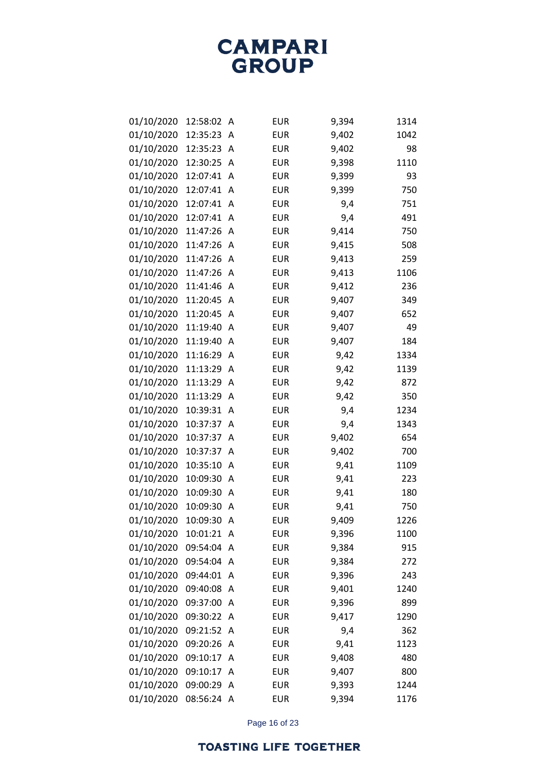| | | | | | |
|---|---|---|---|---|---|
| 01/10/2020 | 12:58:02 | A | EUR | 9,394 | 1314 |
| 01/10/2020 | 12:35:23 | A | EUR | 9,402 | 1042 |
| 01/10/2020 | 12:35:23 | A | EUR | 9,402 | 98 |
| 01/10/2020 | 12:30:25 | A | EUR | 9,398 | 1110 |
| 01/10/2020 | 12:07:41 | A | EUR | 9,399 | 93 |
| 01/10/2020 | 12:07:41 | A | EUR | 9,399 | 750 |
| 01/10/2020 | 12:07:41 | A | EUR | 9,4 | 751 |
| 01/10/2020 | 12:07:41 | A | EUR | 9,4 | 491 |
| 01/10/2020 | 11:47:26 | A | EUR | 9,414 | 750 |
| 01/10/2020 | 11:47:26 | A | EUR | 9,415 | 508 |
| 01/10/2020 | 11:47:26 | A | EUR | 9,413 | 259 |
| 01/10/2020 | 11:47:26 | A | EUR | 9,413 | 1106 |
| 01/10/2020 | 11:41:46 | A | EUR | 9,412 | 236 |
| 01/10/2020 | 11:20:45 | A | EUR | 9,407 | 349 |
| 01/10/2020 | 11:20:45 | A | EUR | 9,407 | 652 |
| 01/10/2020 | 11:19:40 | A | EUR | 9,407 | 49 |
| 01/10/2020 | 11:19:40 | A | EUR | 9,407 | 184 |
| 01/10/2020 | 11:16:29 | A | EUR | 9,42 | 1334 |
| 01/10/2020 | 11:13:29 | A | EUR | 9,42 | 1139 |
| 01/10/2020 | 11:13:29 | A | EUR | 9,42 | 872 |
| 01/10/2020 | 11:13:29 | A | EUR | 9,42 | 350 |
| 01/10/2020 | 10:39:31 | A | EUR | 9,4 | 1234 |
| 01/10/2020 | 10:37:37 | A | EUR | 9,4 | 1343 |
| 01/10/2020 | 10:37:37 | A | EUR | 9,402 | 654 |
| 01/10/2020 | 10:37:37 | A | EUR | 9,402 | 700 |
| 01/10/2020 | 10:35:10 | A | EUR | 9,41 | 1109 |
| 01/10/2020 | 10:09:30 | A | EUR | 9,41 | 223 |
| 01/10/2020 | 10:09:30 | A | EUR | 9,41 | 180 |
| 01/10/2020 | 10:09:30 | A | EUR | 9,41 | 750 |
| 01/10/2020 | 10:09:30 | A | EUR | 9,409 | 1226 |
| 01/10/2020 | 10:01:21 | A | EUR | 9,396 | 1100 |
| 01/10/2020 | 09:54:04 | A | EUR | 9,384 | 915 |
| 01/10/2020 | 09:54:04 | A | EUR | 9,384 | 272 |
| 01/10/2020 | 09:44:01 | A | EUR | 9,396 | 243 |
| 01/10/2020 | 09:40:08 | A | EUR | 9,401 | 1240 |
| 01/10/2020 | 09:37:00 | A | EUR | 9,396 | 899 |
| 01/10/2020 | 09:30:22 | A | EUR | 9,417 | 1290 |
| 01/10/2020 | 09:21:52 | A | EUR | 9,4 | 362 |
| 01/10/2020 | 09:20:26 | A | EUR | 9,41 | 1123 |
| 01/10/2020 | 09:10:17 | A | EUR | 9,408 | 480 |
| 01/10/2020 | 09:10:17 | A | EUR | 9,407 | 800 |
| 01/10/2020 | 09:00:29 | A | EUR | 9,393 | 1244 |
| 01/10/2020 | 08:56:24 | A | EUR | 9,394 | 1176 |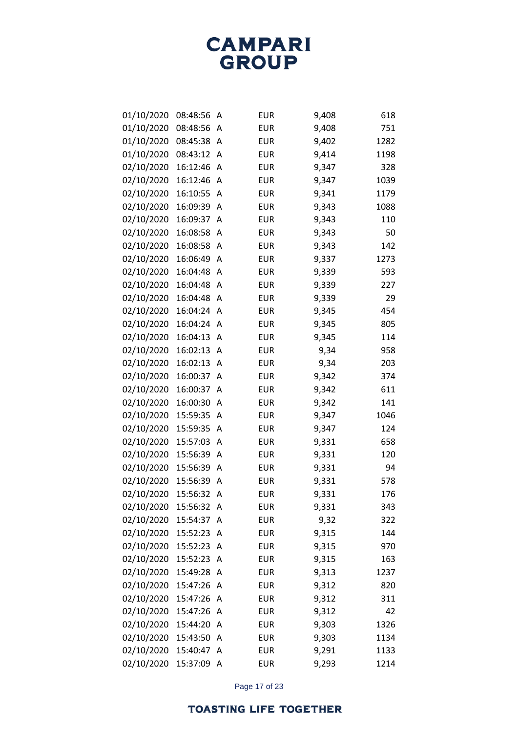| | | | | | |
|---|---|---|---|---|---|
| 01/10/2020 | 08:48:56 | A | EUR | 9,408 | 618 |
| 01/10/2020 | 08:48:56 | A | EUR | 9,408 | 751 |
| 01/10/2020 | 08:45:38 | A | EUR | 9,402 | 1282 |
| 01/10/2020 | 08:43:12 | A | EUR | 9,414 | 1198 |
| 02/10/2020 | 16:12:46 | A | EUR | 9,347 | 328 |
| 02/10/2020 | 16:12:46 | A | EUR | 9,347 | 1039 |
| 02/10/2020 | 16:10:55 | A | EUR | 9,341 | 1179 |
| 02/10/2020 | 16:09:39 | A | EUR | 9,343 | 1088 |
| 02/10/2020 | 16:09:37 | A | EUR | 9,343 | 110 |
| 02/10/2020 | 16:08:58 | A | EUR | 9,343 | 50 |
| 02/10/2020 | 16:08:58 | A | EUR | 9,343 | 142 |
| 02/10/2020 | 16:06:49 | A | EUR | 9,337 | 1273 |
| 02/10/2020 | 16:04:48 | A | EUR | 9,339 | 593 |
| 02/10/2020 | 16:04:48 | A | EUR | 9,339 | 227 |
| 02/10/2020 | 16:04:48 | A | EUR | 9,339 | 29 |
| 02/10/2020 | 16:04:24 | A | EUR | 9,345 | 454 |
| 02/10/2020 | 16:04:24 | A | EUR | 9,345 | 805 |
| 02/10/2020 | 16:04:13 | A | EUR | 9,345 | 114 |
| 02/10/2020 | 16:02:13 | A | EUR | 9,34 | 958 |
| 02/10/2020 | 16:02:13 | A | EUR | 9,34 | 203 |
| 02/10/2020 | 16:00:37 | A | EUR | 9,342 | 374 |
| 02/10/2020 | 16:00:37 | A | EUR | 9,342 | 611 |
| 02/10/2020 | 16:00:30 | A | EUR | 9,342 | 141 |
| 02/10/2020 | 15:59:35 | A | EUR | 9,347 | 1046 |
| 02/10/2020 | 15:59:35 | A | EUR | 9,347 | 124 |
| 02/10/2020 | 15:57:03 | A | EUR | 9,331 | 658 |
| 02/10/2020 | 15:56:39 | A | EUR | 9,331 | 120 |
| 02/10/2020 | 15:56:39 | A | EUR | 9,331 | 94 |
| 02/10/2020 | 15:56:39 | A | EUR | 9,331 | 578 |
| 02/10/2020 | 15:56:32 | A | EUR | 9,331 | 176 |
| 02/10/2020 | 15:56:32 | A | EUR | 9,331 | 343 |
| 02/10/2020 | 15:54:37 | A | EUR | 9,32 | 322 |
| 02/10/2020 | 15:52:23 | A | EUR | 9,315 | 144 |
| 02/10/2020 | 15:52:23 | A | EUR | 9,315 | 970 |
| 02/10/2020 | 15:52:23 | A | EUR | 9,315 | 163 |
| 02/10/2020 | 15:49:28 | A | EUR | 9,313 | 1237 |
| 02/10/2020 | 15:47:26 | A | EUR | 9,312 | 820 |
| 02/10/2020 | 15:47:26 | A | EUR | 9,312 | 311 |
| 02/10/2020 | 15:47:26 | A | EUR | 9,312 | 42 |
| 02/10/2020 | 15:44:20 | A | EUR | 9,303 | 1326 |
| 02/10/2020 | 15:43:50 | A | EUR | 9,303 | 1134 |
| 02/10/2020 | 15:40:47 | A | EUR | 9,291 | 1133 |
| 02/10/2020 | 15:37:09 | A | EUR | 9,293 | 1214 |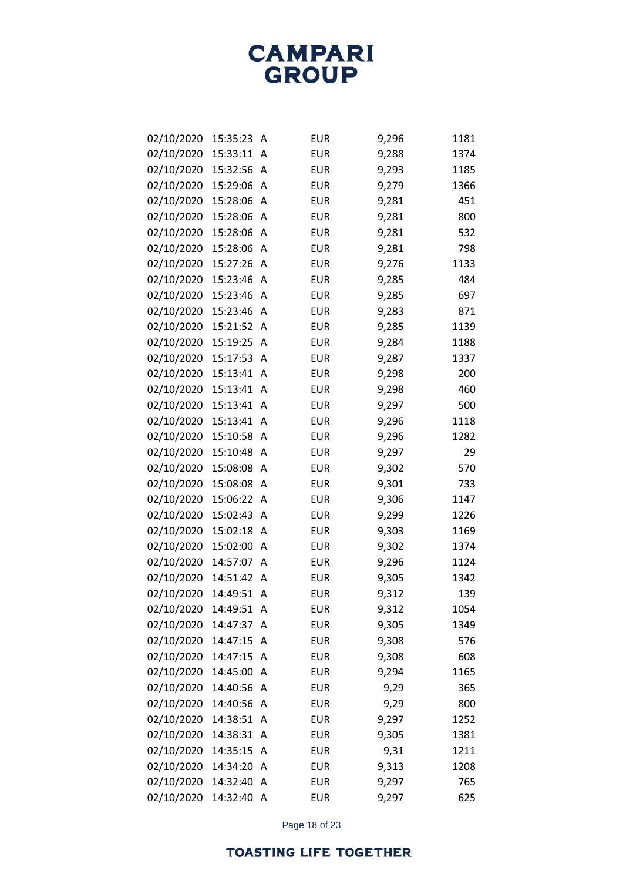| | | | | | |
|---|---|---|---|---|---|
| 02/10/2020 | 15:35:23 | A | EUR | 9,296 | 1181 |
| 02/10/2020 | 15:33:11 | A | EUR | 9,288 | 1374 |
| 02/10/2020 | 15:32:56 | A | EUR | 9,293 | 1185 |
| 02/10/2020 | 15:29:06 | A | EUR | 9,279 | 1366 |
| 02/10/2020 | 15:28:06 | A | EUR | 9,281 | 451 |
| 02/10/2020 | 15:28:06 | A | EUR | 9,281 | 800 |
| 02/10/2020 | 15:28:06 | A | EUR | 9,281 | 532 |
| 02/10/2020 | 15:28:06 | A | EUR | 9,281 | 798 |
| 02/10/2020 | 15:27:26 | A | EUR | 9,276 | 1133 |
| 02/10/2020 | 15:23:46 | A | EUR | 9,285 | 484 |
| 02/10/2020 | 15:23:46 | A | EUR | 9,285 | 697 |
| 02/10/2020 | 15:23:46 | A | EUR | 9,283 | 871 |
| 02/10/2020 | 15:21:52 | A | EUR | 9,285 | 1139 |
| 02/10/2020 | 15:19:25 | A | EUR | 9,284 | 1188 |
| 02/10/2020 | 15:17:53 | A | EUR | 9,287 | 1337 |
| 02/10/2020 | 15:13:41 | A | EUR | 9,298 | 200 |
| 02/10/2020 | 15:13:41 | A | EUR | 9,298 | 460 |
| 02/10/2020 | 15:13:41 | A | EUR | 9,297 | 500 |
| 02/10/2020 | 15:13:41 | A | EUR | 9,296 | 1118 |
| 02/10/2020 | 15:10:58 | A | EUR | 9,296 | 1282 |
| 02/10/2020 | 15:10:48 | A | EUR | 9,297 | 29 |
| 02/10/2020 | 15:08:08 | A | EUR | 9,302 | 570 |
| 02/10/2020 | 15:08:08 | A | EUR | 9,301 | 733 |
| 02/10/2020 | 15:06:22 | A | EUR | 9,306 | 1147 |
| 02/10/2020 | 15:02:43 | A | EUR | 9,299 | 1226 |
| 02/10/2020 | 15:02:18 | A | EUR | 9,303 | 1169 |
| 02/10/2020 | 15:02:00 | A | EUR | 9,302 | 1374 |
| 02/10/2020 | 14:57:07 | A | EUR | 9,296 | 1124 |
| 02/10/2020 | 14:51:42 | A | EUR | 9,305 | 1342 |
| 02/10/2020 | 14:49:51 | A | EUR | 9,312 | 139 |
| 02/10/2020 | 14:49:51 | A | EUR | 9,312 | 1054 |
| 02/10/2020 | 14:47:37 | A | EUR | 9,305 | 1349 |
| 02/10/2020 | 14:47:15 | A | EUR | 9,308 | 576 |
| 02/10/2020 | 14:47:15 | A | EUR | 9,308 | 608 |
| 02/10/2020 | 14:45:00 | A | EUR | 9,294 | 1165 |
| 02/10/2020 | 14:40:56 | A | EUR | 9,29 | 365 |
| 02/10/2020 | 14:40:56 | A | EUR | 9,29 | 800 |
| 02/10/2020 | 14:38:51 | A | EUR | 9,297 | 1252 |
| 02/10/2020 | 14:38:31 | A | EUR | 9,305 | 1381 |
| 02/10/2020 | 14:35:15 | A | EUR | 9,31 | 1211 |
| 02/10/2020 | 14:34:20 | A | EUR | 9,313 | 1208 |
| 02/10/2020 | 14:32:40 | A | EUR | 9,297 | 765 |
| 02/10/2020 | 14:32:40 | A | EUR | 9,297 | 625 |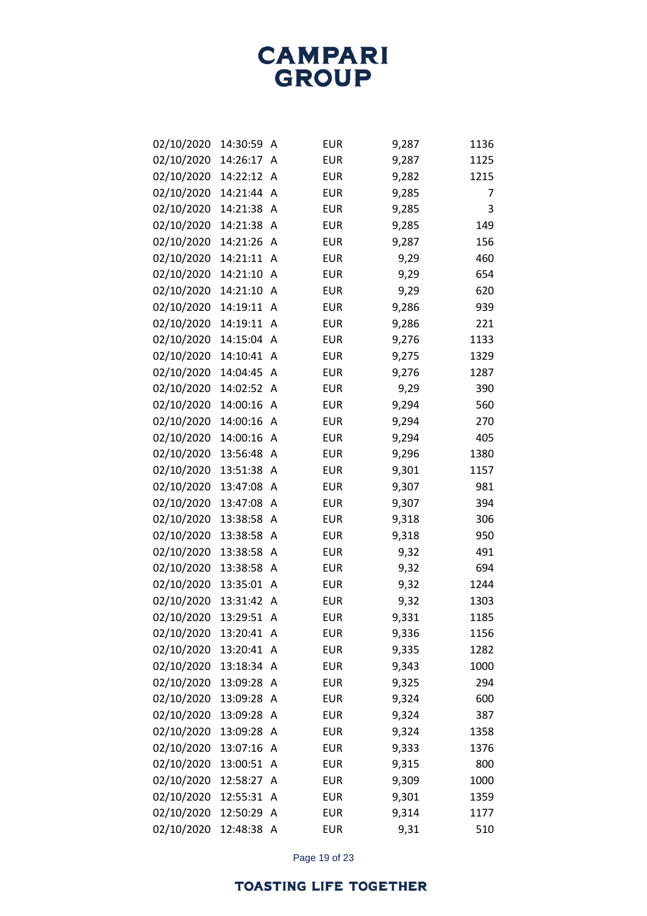| | | | | | |
|---|---|---|---|---|---|
| 02/10/2020 | 14:30:59 | A | EUR | 9,287 | 1136 |
| 02/10/2020 | 14:26:17 | A | EUR | 9,287 | 1125 |
| 02/10/2020 | 14:22:12 | A | EUR | 9,282 | 1215 |
| 02/10/2020 | 14:21:44 | A | EUR | 9,285 | 7 |
| 02/10/2020 | 14:21:38 | A | EUR | 9,285 | 3 |
| 02/10/2020 | 14:21:38 | A | EUR | 9,285 | 149 |
| 02/10/2020 | 14:21:26 | A | EUR | 9,287 | 156 |
| 02/10/2020 | 14:21:11 | A | EUR | 9,29 | 460 |
| 02/10/2020 | 14:21:10 | A | EUR | 9,29 | 654 |
| 02/10/2020 | 14:21:10 | A | EUR | 9,29 | 620 |
| 02/10/2020 | 14:19:11 | A | EUR | 9,286 | 939 |
| 02/10/2020 | 14:19:11 | A | EUR | 9,286 | 221 |
| 02/10/2020 | 14:15:04 | A | EUR | 9,276 | 1133 |
| 02/10/2020 | 14:10:41 | A | EUR | 9,275 | 1329 |
| 02/10/2020 | 14:04:45 | A | EUR | 9,276 | 1287 |
| 02/10/2020 | 14:02:52 | A | EUR | 9,29 | 390 |
| 02/10/2020 | 14:00:16 | A | EUR | 9,294 | 560 |
| 02/10/2020 | 14:00:16 | A | EUR | 9,294 | 270 |
| 02/10/2020 | 14:00:16 | A | EUR | 9,294 | 405 |
| 02/10/2020 | 13:56:48 | A | EUR | 9,296 | 1380 |
| 02/10/2020 | 13:51:38 | A | EUR | 9,301 | 1157 |
| 02/10/2020 | 13:47:08 | A | EUR | 9,307 | 981 |
| 02/10/2020 | 13:47:08 | A | EUR | 9,307 | 394 |
| 02/10/2020 | 13:38:58 | A | EUR | 9,318 | 306 |
| 02/10/2020 | 13:38:58 | A | EUR | 9,318 | 950 |
| 02/10/2020 | 13:38:58 | A | EUR | 9,32 | 491 |
| 02/10/2020 | 13:38:58 | A | EUR | 9,32 | 694 |
| 02/10/2020 | 13:35:01 | A | EUR | 9,32 | 1244 |
| 02/10/2020 | 13:31:42 | A | EUR | 9,32 | 1303 |
| 02/10/2020 | 13:29:51 | A | EUR | 9,331 | 1185 |
| 02/10/2020 | 13:20:41 | A | EUR | 9,336 | 1156 |
| 02/10/2020 | 13:20:41 | A | EUR | 9,335 | 1282 |
| 02/10/2020 | 13:18:34 | A | EUR | 9,343 | 1000 |
| 02/10/2020 | 13:09:28 | A | EUR | 9,325 | 294 |
| 02/10/2020 | 13:09:28 | A | EUR | 9,324 | 600 |
| 02/10/2020 | 13:09:28 | A | EUR | 9,324 | 387 |
| 02/10/2020 | 13:09:28 | A | EUR | 9,324 | 1358 |
| 02/10/2020 | 13:07:16 | A | EUR | 9,333 | 1376 |
| 02/10/2020 | 13:00:51 | A | EUR | 9,315 | 800 |
| 02/10/2020 | 12:58:27 | A | EUR | 9,309 | 1000 |
| 02/10/2020 | 12:55:31 | A | EUR | 9,301 | 1359 |
| 02/10/2020 | 12:50:29 | A | EUR | 9,314 | 1177 |
| 02/10/2020 | 12:48:38 | A | EUR | 9,31 | 510 |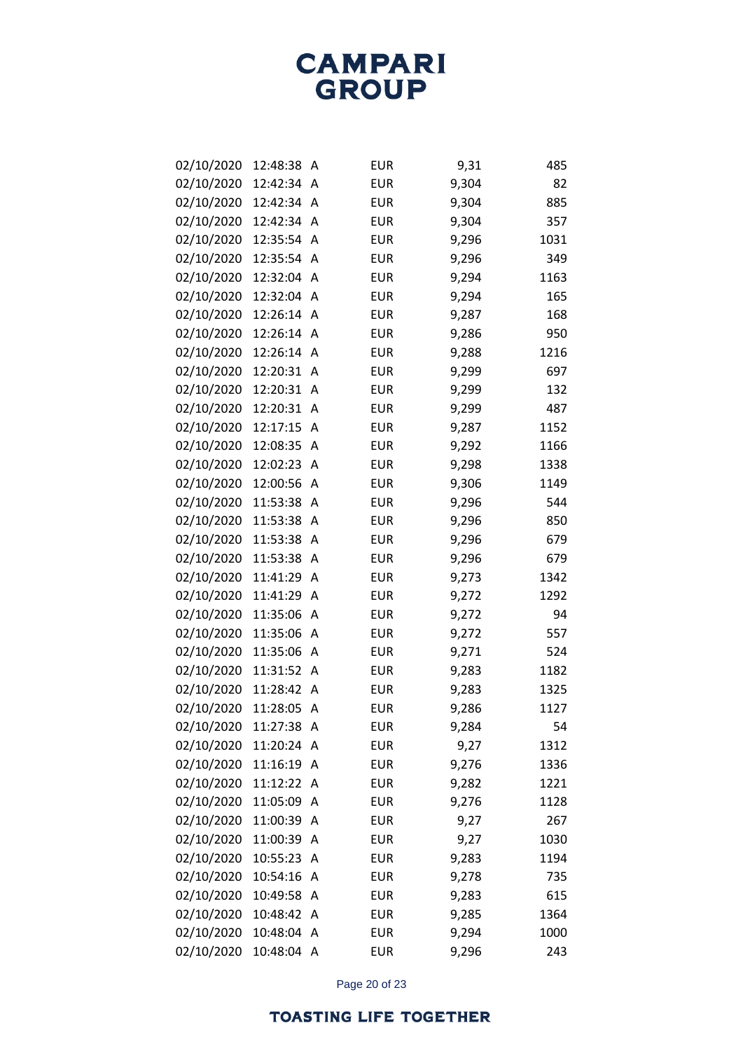| | | | | | |
|---|---|---|---|---|---|
| 02/10/2020 | 12:48:38 | A | EUR | 9,31 | 485 |
| 02/10/2020 | 12:42:34 | A | EUR | 9,304 | 82 |
| 02/10/2020 | 12:42:34 | A | EUR | 9,304 | 885 |
| 02/10/2020 | 12:42:34 | A | EUR | 9,304 | 357 |
| 02/10/2020 | 12:35:54 | A | EUR | 9,296 | 1031 |
| 02/10/2020 | 12:35:54 | A | EUR | 9,296 | 349 |
| 02/10/2020 | 12:32:04 | A | EUR | 9,294 | 1163 |
| 02/10/2020 | 12:32:04 | A | EUR | 9,294 | 165 |
| 02/10/2020 | 12:26:14 | A | EUR | 9,287 | 168 |
| 02/10/2020 | 12:26:14 | A | EUR | 9,286 | 950 |
| 02/10/2020 | 12:26:14 | A | EUR | 9,288 | 1216 |
| 02/10/2020 | 12:20:31 | A | EUR | 9,299 | 697 |
| 02/10/2020 | 12:20:31 | A | EUR | 9,299 | 132 |
| 02/10/2020 | 12:20:31 | A | EUR | 9,299 | 487 |
| 02/10/2020 | 12:17:15 | A | EUR | 9,287 | 1152 |
| 02/10/2020 | 12:08:35 | A | EUR | 9,292 | 1166 |
| 02/10/2020 | 12:02:23 | A | EUR | 9,298 | 1338 |
| 02/10/2020 | 12:00:56 | A | EUR | 9,306 | 1149 |
| 02/10/2020 | 11:53:38 | A | EUR | 9,296 | 544 |
| 02/10/2020 | 11:53:38 | A | EUR | 9,296 | 850 |
| 02/10/2020 | 11:53:38 | A | EUR | 9,296 | 679 |
| 02/10/2020 | 11:53:38 | A | EUR | 9,296 | 679 |
| 02/10/2020 | 11:41:29 | A | EUR | 9,273 | 1342 |
| 02/10/2020 | 11:41:29 | A | EUR | 9,272 | 1292 |
| 02/10/2020 | 11:35:06 | A | EUR | 9,272 | 94 |
| 02/10/2020 | 11:35:06 | A | EUR | 9,272 | 557 |
| 02/10/2020 | 11:35:06 | A | EUR | 9,271 | 524 |
| 02/10/2020 | 11:31:52 | A | EUR | 9,283 | 1182 |
| 02/10/2020 | 11:28:42 | A | EUR | 9,283 | 1325 |
| 02/10/2020 | 11:28:05 | A | EUR | 9,286 | 1127 |
| 02/10/2020 | 11:27:38 | A | EUR | 9,284 | 54 |
| 02/10/2020 | 11:20:24 | A | EUR | 9,27 | 1312 |
| 02/10/2020 | 11:16:19 | A | EUR | 9,276 | 1336 |
| 02/10/2020 | 11:12:22 | A | EUR | 9,282 | 1221 |
| 02/10/2020 | 11:05:09 | A | EUR | 9,276 | 1128 |
| 02/10/2020 | 11:00:39 | A | EUR | 9,27 | 267 |
| 02/10/2020 | 11:00:39 | A | EUR | 9,27 | 1030 |
| 02/10/2020 | 10:55:23 | A | EUR | 9,283 | 1194 |
| 02/10/2020 | 10:54:16 | A | EUR | 9,278 | 735 |
| 02/10/2020 | 10:49:58 | A | EUR | 9,283 | 615 |
| 02/10/2020 | 10:48:42 | A | EUR | 9,285 | 1364 |
| 02/10/2020 | 10:48:04 | A | EUR | 9,294 | 1000 |
| 02/10/2020 | 10:48:04 | A | EUR | 9,296 | 243 |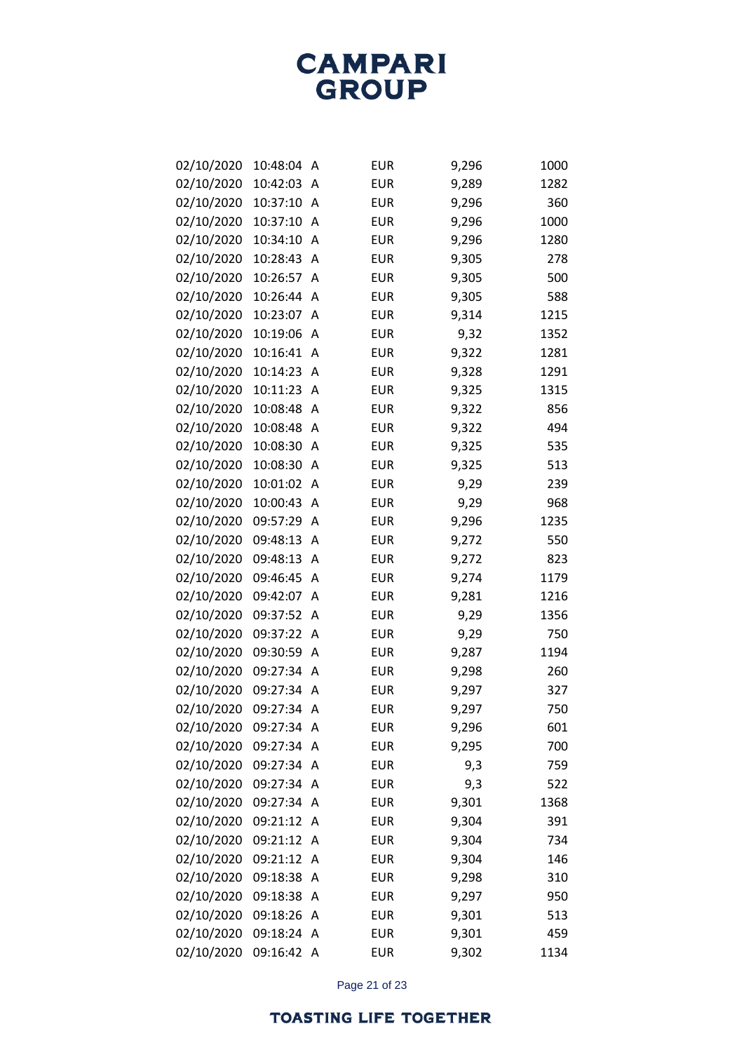| | | | | | |
|---|---|---|---|---|---|
| 02/10/2020 | 10:48:04 | A | EUR | 9,296 | 1000 |
| 02/10/2020 | 10:42:03 | A | EUR | 9,289 | 1282 |
| 02/10/2020 | 10:37:10 | A | EUR | 9,296 | 360 |
| 02/10/2020 | 10:37:10 | A | EUR | 9,296 | 1000 |
| 02/10/2020 | 10:34:10 | A | EUR | 9,296 | 1280 |
| 02/10/2020 | 10:28:43 | A | EUR | 9,305 | 278 |
| 02/10/2020 | 10:26:57 | A | EUR | 9,305 | 500 |
| 02/10/2020 | 10:26:44 | A | EUR | 9,305 | 588 |
| 02/10/2020 | 10:23:07 | A | EUR | 9,314 | 1215 |
| 02/10/2020 | 10:19:06 | A | EUR | 9,32 | 1352 |
| 02/10/2020 | 10:16:41 | A | EUR | 9,322 | 1281 |
| 02/10/2020 | 10:14:23 | A | EUR | 9,328 | 1291 |
| 02/10/2020 | 10:11:23 | A | EUR | 9,325 | 1315 |
| 02/10/2020 | 10:08:48 | A | EUR | 9,322 | 856 |
| 02/10/2020 | 10:08:48 | A | EUR | 9,322 | 494 |
| 02/10/2020 | 10:08:30 | A | EUR | 9,325 | 535 |
| 02/10/2020 | 10:08:30 | A | EUR | 9,325 | 513 |
| 02/10/2020 | 10:01:02 | A | EUR | 9,29 | 239 |
| 02/10/2020 | 10:00:43 | A | EUR | 9,29 | 968 |
| 02/10/2020 | 09:57:29 | A | EUR | 9,296 | 1235 |
| 02/10/2020 | 09:48:13 | A | EUR | 9,272 | 550 |
| 02/10/2020 | 09:48:13 | A | EUR | 9,272 | 823 |
| 02/10/2020 | 09:46:45 | A | EUR | 9,274 | 1179 |
| 02/10/2020 | 09:42:07 | A | EUR | 9,281 | 1216 |
| 02/10/2020 | 09:37:52 | A | EUR | 9,29 | 1356 |
| 02/10/2020 | 09:37:22 | A | EUR | 9,29 | 750 |
| 02/10/2020 | 09:30:59 | A | EUR | 9,287 | 1194 |
| 02/10/2020 | 09:27:34 | A | EUR | 9,298 | 260 |
| 02/10/2020 | 09:27:34 | A | EUR | 9,297 | 327 |
| 02/10/2020 | 09:27:34 | A | EUR | 9,297 | 750 |
| 02/10/2020 | 09:27:34 | A | EUR | 9,296 | 601 |
| 02/10/2020 | 09:27:34 | A | EUR | 9,295 | 700 |
| 02/10/2020 | 09:27:34 | A | EUR | 9,3 | 759 |
| 02/10/2020 | 09:27:34 | A | EUR | 9,3 | 522 |
| 02/10/2020 | 09:27:34 | A | EUR | 9,301 | 1368 |
| 02/10/2020 | 09:21:12 | A | EUR | 9,304 | 391 |
| 02/10/2020 | 09:21:12 | A | EUR | 9,304 | 734 |
| 02/10/2020 | 09:21:12 | A | EUR | 9,304 | 146 |
| 02/10/2020 | 09:18:38 | A | EUR | 9,298 | 310 |
| 02/10/2020 | 09:18:38 | A | EUR | 9,297 | 950 |
| 02/10/2020 | 09:18:26 | A | EUR | 9,301 | 513 |
| 02/10/2020 | 09:18:24 | A | EUR | 9,301 | 459 |
| 02/10/2020 | 09:16:42 | A | EUR | 9,302 | 1134 |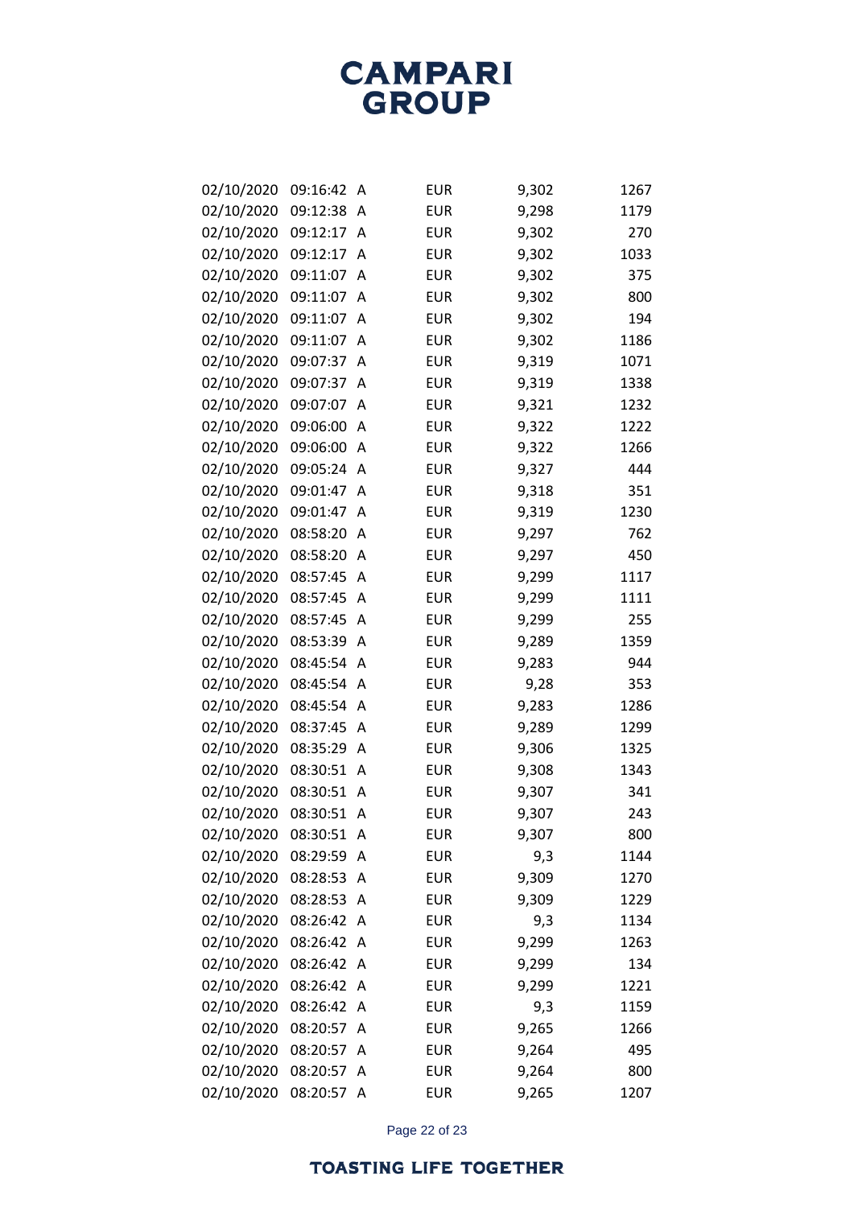| | | | | | |
|---|---|---|---|---|---|
| 02/10/2020 | 09:16:42 | A | EUR | 9,302 | 1267 |
| 02/10/2020 | 09:12:38 | A | EUR | 9,298 | 1179 |
| 02/10/2020 | 09:12:17 | A | EUR | 9,302 | 270 |
| 02/10/2020 | 09:12:17 | A | EUR | 9,302 | 1033 |
| 02/10/2020 | 09:11:07 | A | EUR | 9,302 | 375 |
| 02/10/2020 | 09:11:07 | A | EUR | 9,302 | 800 |
| 02/10/2020 | 09:11:07 | A | EUR | 9,302 | 194 |
| 02/10/2020 | 09:11:07 | A | EUR | 9,302 | 1186 |
| 02/10/2020 | 09:07:37 | A | EUR | 9,319 | 1071 |
| 02/10/2020 | 09:07:37 | A | EUR | 9,319 | 1338 |
| 02/10/2020 | 09:07:07 | A | EUR | 9,321 | 1232 |
| 02/10/2020 | 09:06:00 | A | EUR | 9,322 | 1222 |
| 02/10/2020 | 09:06:00 | A | EUR | 9,322 | 1266 |
| 02/10/2020 | 09:05:24 | A | EUR | 9,327 | 444 |
| 02/10/2020 | 09:01:47 | A | EUR | 9,318 | 351 |
| 02/10/2020 | 09:01:47 | A | EUR | 9,319 | 1230 |
| 02/10/2020 | 08:58:20 | A | EUR | 9,297 | 762 |
| 02/10/2020 | 08:58:20 | A | EUR | 9,297 | 450 |
| 02/10/2020 | 08:57:45 | A | EUR | 9,299 | 1117 |
| 02/10/2020 | 08:57:45 | A | EUR | 9,299 | 1111 |
| 02/10/2020 | 08:57:45 | A | EUR | 9,299 | 255 |
| 02/10/2020 | 08:53:39 | A | EUR | 9,289 | 1359 |
| 02/10/2020 | 08:45:54 | A | EUR | 9,283 | 944 |
| 02/10/2020 | 08:45:54 | A | EUR | 9,28 | 353 |
| 02/10/2020 | 08:45:54 | A | EUR | 9,283 | 1286 |
| 02/10/2020 | 08:37:45 | A | EUR | 9,289 | 1299 |
| 02/10/2020 | 08:35:29 | A | EUR | 9,306 | 1325 |
| 02/10/2020 | 08:30:51 | A | EUR | 9,308 | 1343 |
| 02/10/2020 | 08:30:51 | A | EUR | 9,307 | 341 |
| 02/10/2020 | 08:30:51 | A | EUR | 9,307 | 243 |
| 02/10/2020 | 08:30:51 | A | EUR | 9,307 | 800 |
| 02/10/2020 | 08:29:59 | A | EUR | 9,3 | 1144 |
| 02/10/2020 | 08:28:53 | A | EUR | 9,309 | 1270 |
| 02/10/2020 | 08:28:53 | A | EUR | 9,309 | 1229 |
| 02/10/2020 | 08:26:42 | A | EUR | 9,3 | 1134 |
| 02/10/2020 | 08:26:42 | A | EUR | 9,299 | 1263 |
| 02/10/2020 | 08:26:42 | A | EUR | 9,299 | 134 |
| 02/10/2020 | 08:26:42 | A | EUR | 9,299 | 1221 |
| 02/10/2020 | 08:26:42 | A | EUR | 9,3 | 1159 |
| 02/10/2020 | 08:20:57 | A | EUR | 9,265 | 1266 |
| 02/10/2020 | 08:20:57 | A | EUR | 9,264 | 495 |
| 02/10/2020 | 08:20:57 | A | EUR | 9,264 | 800 |
| 02/10/2020 | 08:20:57 | A | EUR | 9,265 | 1207 |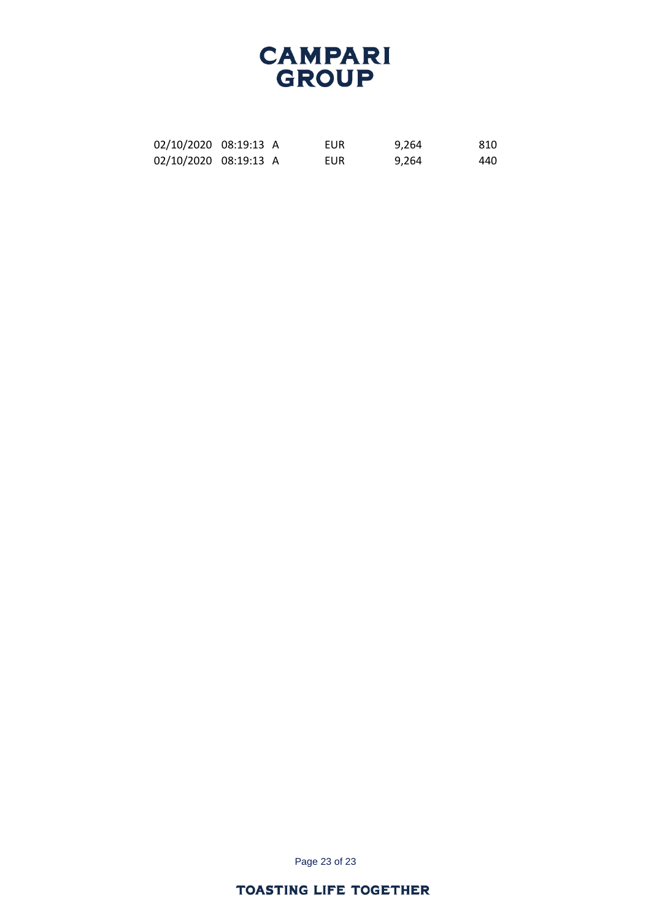| | | | | | |
|---|---|---|---|---|---|
| 02/10/2020 | 08:19:13 | A | EUR | 9,264 | 810 |
| 02/10/2020 | 08:19:13 | A | EUR | 9,264 | 440 |